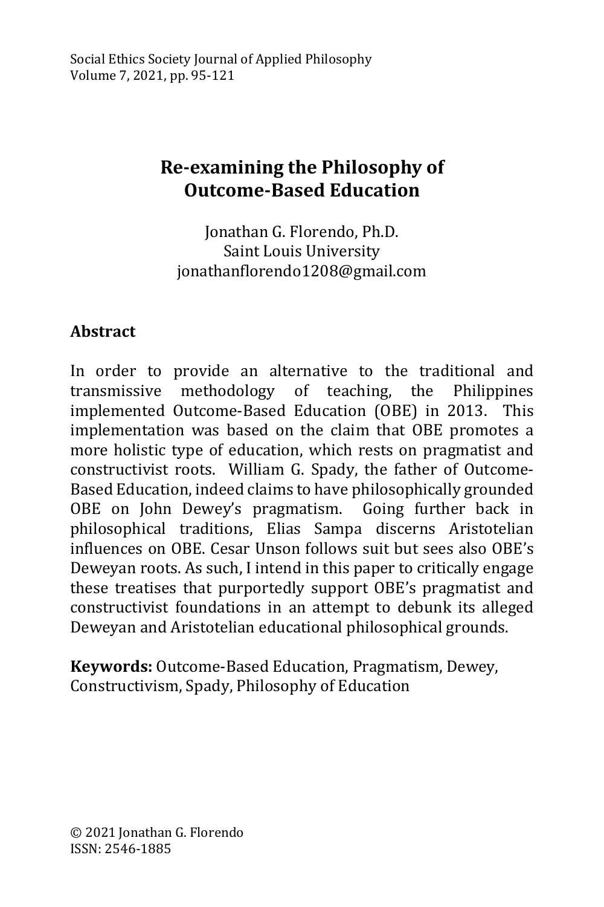# Re-examining the Philosophy of Outcome-Based Education

Jonathan G. Florendo, Ph.D.
Saint Louis University
jonathanflorendo1208@gmail.com

## Abstract

In order to provide an alternative to the traditional and transmissive methodology of teaching, the Philippines implemented Outcome-Based Education (OBE) in 2013. This implementation was based on the claim that OBE promotes a more holistic type of education, which rests on pragmatist and constructivist roots. William G. Spady, the father of Outcome-Based Education, indeed claims to have philosophically grounded OBE on John Dewey's pragmatism. Going further back in philosophical traditions, Elias Sampa discerns Aristotelian influences on OBE. Cesar Unson follows suit but sees also OBE's Deweyan roots. As such, I intend in this paper to critically engage these treatises that purportedly support OBE's pragmatist and constructivist foundations in an attempt to debunk its alleged Deweyan and Aristotelian educational philosophical grounds.

**Keywords:** Outcome-Based Education, Pragmatism, Dewey, Constructivism, Spady, Philosophy of Education

© 2021 Jonathan G. Florendo
ISSN: 2546-1885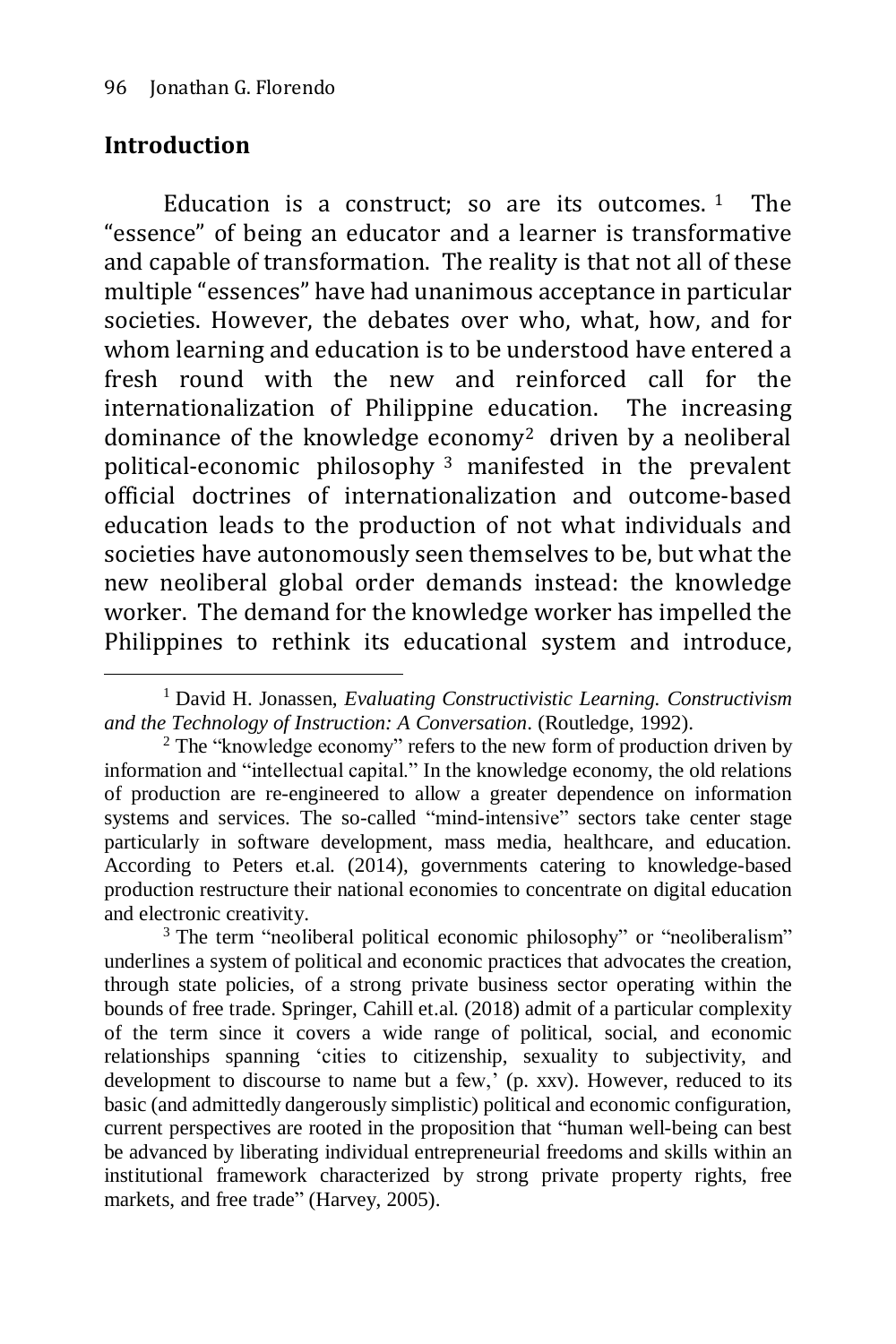## Introduction

Education is a construct; so are its outcomes.[1] The "essence" of being an educator and a learner is transformative and capable of transformation. The reality is that not all of these multiple "essences" have had unanimous acceptance in particular societies. However, the debates over who, what, how, and for whom learning and education is to be understood have entered a fresh round with the new and reinforced call for the internationalization of Philippine education. The increasing dominance of the knowledge economy[2] driven by a neoliberal political-economic philosophy[3] manifested in the prevalent official doctrines of internationalization and outcome-based education leads to the production of not what individuals and societies have autonomously seen themselves to be, but what the new neoliberal global order demands instead: the knowledge worker. The demand for the knowledge worker has impelled the Philippines to rethink its educational system and introduce,

---

[1] David H. Jonassen, *Evaluating Constructivistic Learning. Constructivism and the Technology of Instruction: A Conversation*. (Routledge, 1992).

[2] The "knowledge economy" refers to the new form of production driven by information and "intellectual capital." In the knowledge economy, the old relations of production are re-engineered to allow a greater dependence on information systems and services. The so-called "mind-intensive" sectors take center stage particularly in software development, mass media, healthcare, and education. According to Peters et.al. (2014), governments catering to knowledge-based production restructure their national economies to concentrate on digital education and electronic creativity.

[3] The term "neoliberal political economic philosophy" or "neoliberalism" underlines a system of political and economic practices that advocates the creation, through state policies, of a strong private business sector operating within the bounds of free trade. Springer, Cahill et.al. (2018) admit of a particular complexity of the term since it covers a wide range of political, social, and economic relationships spanning 'cities to citizenship, sexuality to subjectivity, and development to discourse to name but a few,' (p. xxv). However, reduced to its basic (and admittedly dangerously simplistic) political and economic configuration, current perspectives are rooted in the proposition that "human well-being can best be advanced by liberating individual entrepreneurial freedoms and skills within an institutional framework characterized by strong private property rights, free markets, and free trade" (Harvey, 2005).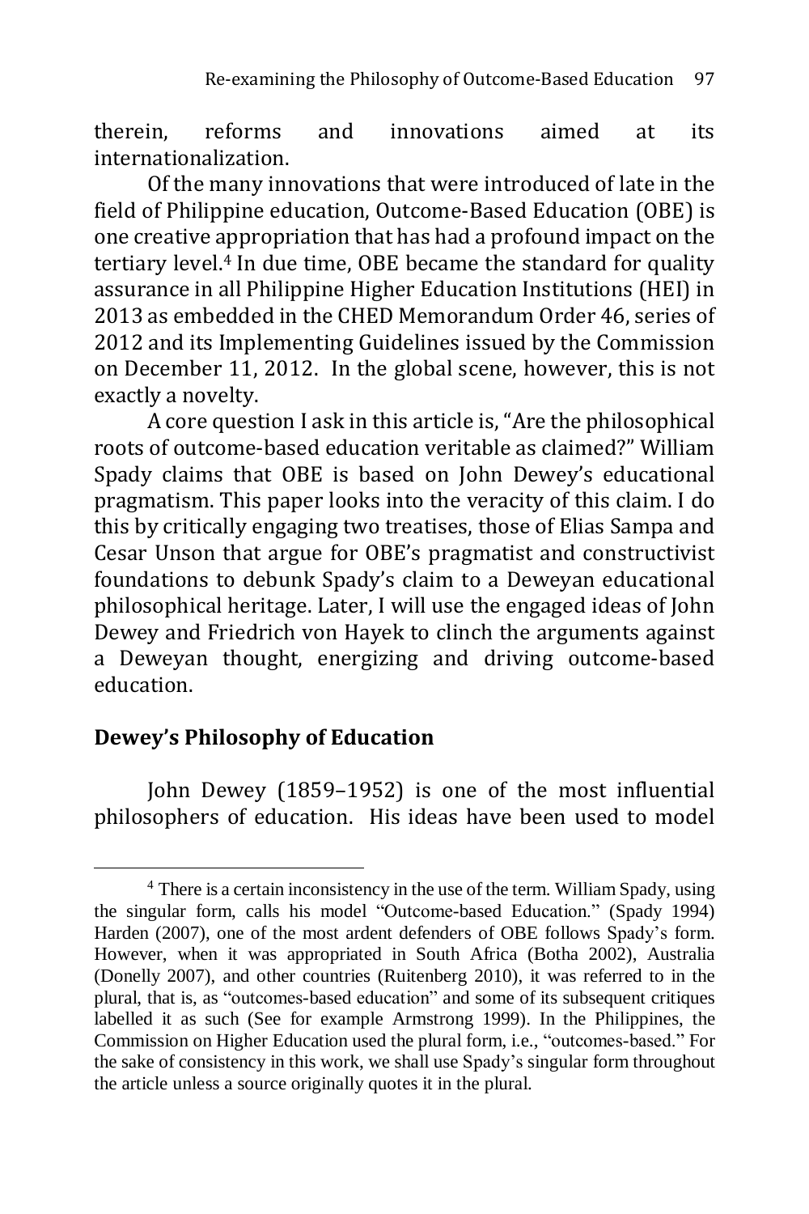therein, reforms and innovations aimed at its internationalization.

Of the many innovations that were introduced of late in the field of Philippine education, Outcome-Based Education (OBE) is one creative appropriation that has had a profound impact on the tertiary level.[4] In due time, OBE became the standard for quality assurance in all Philippine Higher Education Institutions (HEI) in 2013 as embedded in the CHED Memorandum Order 46, series of 2012 and its Implementing Guidelines issued by the Commission on December 11, 2012. In the global scene, however, this is not exactly a novelty.

A core question I ask in this article is, "Are the philosophical roots of outcome-based education veritable as claimed?" William Spady claims that OBE is based on John Dewey's educational pragmatism. This paper looks into the veracity of this claim. I do this by critically engaging two treatises, those of Elias Sampa and Cesar Unson that argue for OBE's pragmatist and constructivist foundations to debunk Spady's claim to a Deweyan educational philosophical heritage. Later, I will use the engaged ideas of John Dewey and Friedrich von Hayek to clinch the arguments against a Deweyan thought, energizing and driving outcome-based education.

## Dewey's Philosophy of Education

John Dewey (1859–1952) is one of the most influential philosophers of education. His ideas have been used to model

---

[4] There is a certain inconsistency in the use of the term. William Spady, using the singular form, calls his model "Outcome-based Education." (Spady 1994) Harden (2007), one of the most ardent defenders of OBE follows Spady's form. However, when it was appropriated in South Africa (Botha 2002), Australia (Donelly 2007), and other countries (Ruitenberg 2010), it was referred to in the plural, that is, as "outcomes-based education" and some of its subsequent critiques labelled it as such (See for example Armstrong 1999). In the Philippines, the Commission on Higher Education used the plural form, i.e., "outcomes-based." For the sake of consistency in this work, we shall use Spady's singular form throughout the article unless a source originally quotes it in the plural.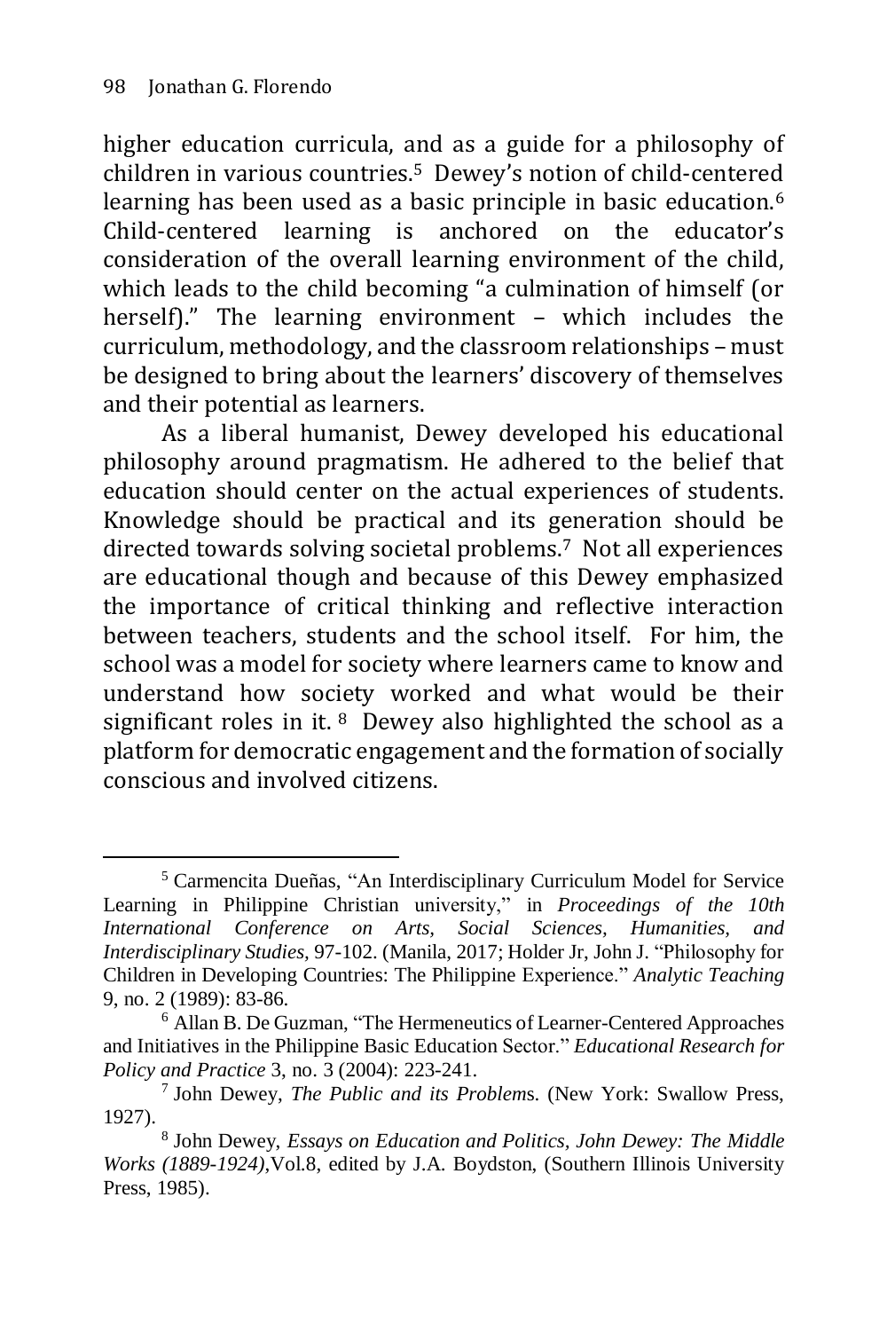higher education curricula, and as a guide for a philosophy of children in various countries.[5] Dewey's notion of child-centered learning has been used as a basic principle in basic education.[6] Child-centered learning is anchored on the educator's consideration of the overall learning environment of the child, which leads to the child becoming "a culmination of himself (or herself)." The learning environment – which includes the curriculum, methodology, and the classroom relationships – must be designed to bring about the learners' discovery of themselves and their potential as learners.

As a liberal humanist, Dewey developed his educational philosophy around pragmatism. He adhered to the belief that education should center on the actual experiences of students. Knowledge should be practical and its generation should be directed towards solving societal problems.[7] Not all experiences are educational though and because of this Dewey emphasized the importance of critical thinking and reflective interaction between teachers, students and the school itself. For him, the school was a model for society where learners came to know and understand how society worked and what would be their significant roles in it.[8] Dewey also highlighted the school as a platform for democratic engagement and the formation of socially conscious and involved citizens.

---

[5] Carmencita Dueñas, "An Interdisciplinary Curriculum Model for Service Learning in Philippine Christian university," in *Proceedings of the 10th International Conference on Arts, Social Sciences, Humanities, and Interdisciplinary Studies*, 97-102. (Manila, 2017; Holder Jr, John J. "Philosophy for Children in Developing Countries: The Philippine Experience." *Analytic Teaching* 9, no. 2 (1989): 83-86.

[6] Allan B. De Guzman, "The Hermeneutics of Learner-Centered Approaches and Initiatives in the Philippine Basic Education Sector." *Educational Research for Policy and Practice* 3, no. 3 (2004): 223-241.

[7] John Dewey, *The Public and its Problem*s. (New York: Swallow Press, 1927).

[8] John Dewey, *Essays on Education and Politics, John Dewey: The Middle Works (1889-1924)*,Vol.8, edited by J.A. Boydston, (Southern Illinois University Press, 1985).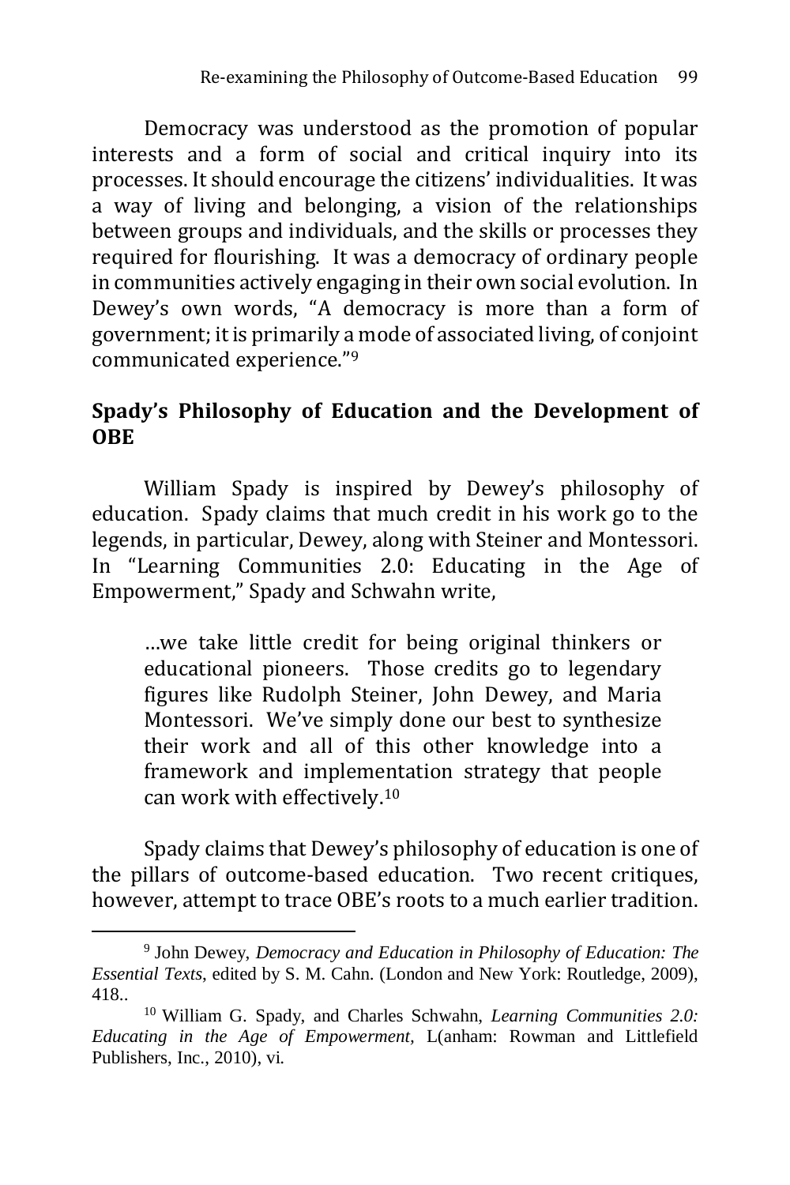Democracy was understood as the promotion of popular interests and a form of social and critical inquiry into its processes. It should encourage the citizens' individualities. It was a way of living and belonging, a vision of the relationships between groups and individuals, and the skills or processes they required for flourishing. It was a democracy of ordinary people in communities actively engaging in their own social evolution. In Dewey's own words, "A democracy is more than a form of government; it is primarily a mode of associated living, of conjoint communicated experience."[9]

## Spady's Philosophy of Education and the Development of OBE

William Spady is inspired by Dewey's philosophy of education. Spady claims that much credit in his work go to the legends, in particular, Dewey, along with Steiner and Montessori. In "Learning Communities 2.0: Educating in the Age of Empowerment," Spady and Schwahn write,

> …we take little credit for being original thinkers or educational pioneers. Those credits go to legendary figures like Rudolph Steiner, John Dewey, and Maria Montessori. We've simply done our best to synthesize their work and all of this other knowledge into a framework and implementation strategy that people can work with effectively.[10]

Spady claims that Dewey's philosophy of education is one of the pillars of outcome-based education. Two recent critiques, however, attempt to trace OBE's roots to a much earlier tradition.

---

[9] John Dewey, *Democracy and Education in Philosophy of Education: The Essential Texts*, edited by S. M. Cahn. (London and New York: Routledge, 2009), 418..

[10] William G. Spady, and Charles Schwahn, *Learning Communities 2.0: Educating in the Age of Empowerment*, L(anham: Rowman and Littlefield Publishers, Inc., 2010), vi.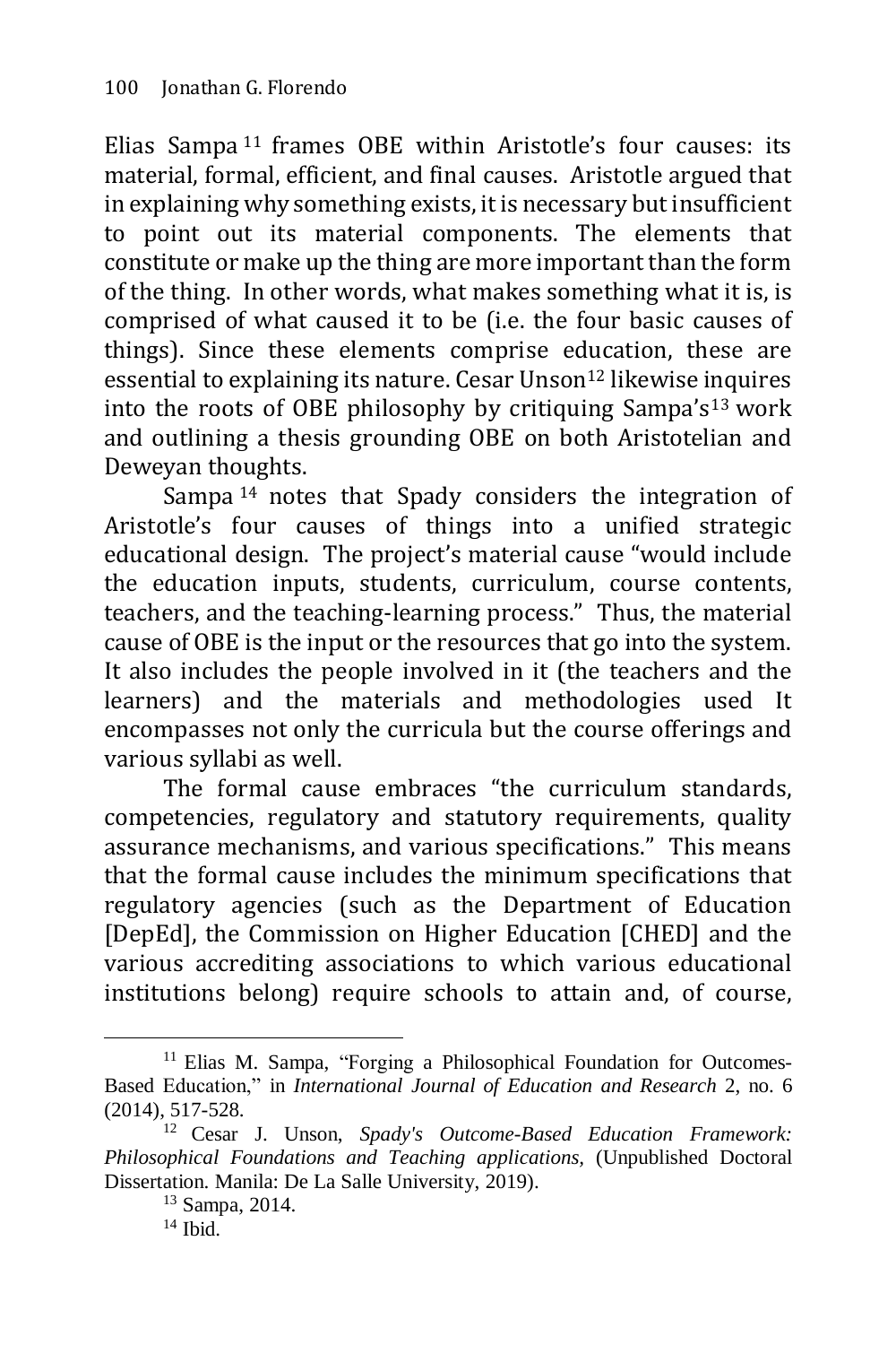Elias Sampa [11] frames OBE within Aristotle's four causes: its material, formal, efficient, and final causes. Aristotle argued that in explaining why something exists, it is necessary but insufficient to point out its material components. The elements that constitute or make up the thing are more important than the form of the thing. In other words, what makes something what it is, is comprised of what caused it to be (i.e. the four basic causes of things). Since these elements comprise education, these are essential to explaining its nature. Cesar Unson[12] likewise inquires into the roots of OBE philosophy by critiquing Sampa's[13] work and outlining a thesis grounding OBE on both Aristotelian and Deweyan thoughts.

Sampa [14] notes that Spady considers the integration of Aristotle's four causes of things into a unified strategic educational design. The project's material cause "would include the education inputs, students, curriculum, course contents, teachers, and the teaching-learning process." Thus, the material cause of OBE is the input or the resources that go into the system. It also includes the people involved in it (the teachers and the learners) and the materials and methodologies used It encompasses not only the curricula but the course offerings and various syllabi as well.

The formal cause embraces "the curriculum standards, competencies, regulatory and statutory requirements, quality assurance mechanisms, and various specifications." This means that the formal cause includes the minimum specifications that regulatory agencies (such as the Department of Education [DepEd], the Commission on Higher Education [CHED] and the various accrediting associations to which various educational institutions belong) require schools to attain and, of course,

---

[11] Elias M. Sampa, "Forging a Philosophical Foundation for Outcomes-Based Education," in *International Journal of Education and Research* 2, no. 6 (2014), 517-528.

[12] Cesar J. Unson, *Spady's Outcome-Based Education Framework: Philosophical Foundations and Teaching applications*, (Unpublished Doctoral Dissertation. Manila: De La Salle University, 2019).

[13] Sampa, 2014.

[14] Ibid.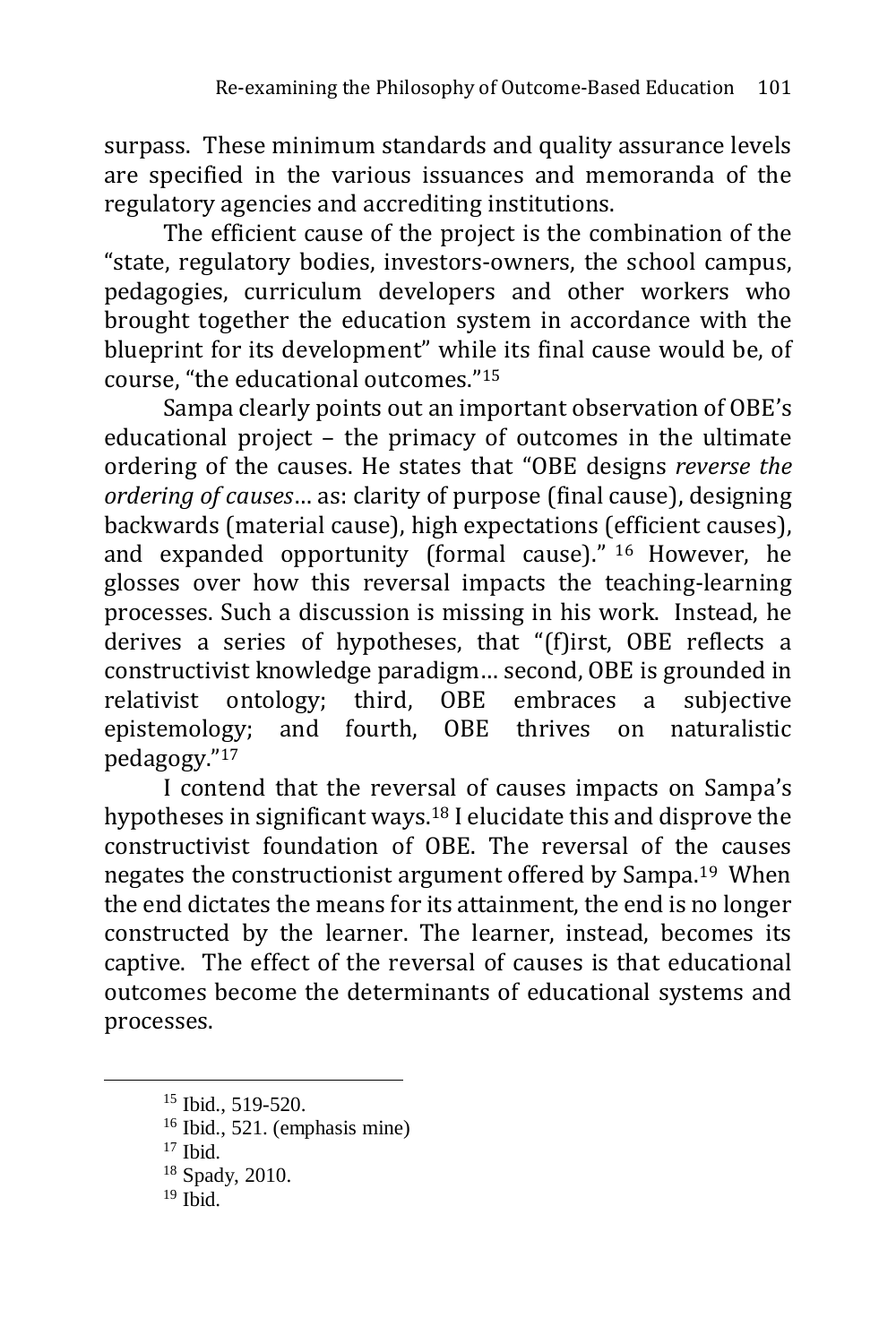surpass. These minimum standards and quality assurance levels are specified in the various issuances and memoranda of the regulatory agencies and accrediting institutions.

The efficient cause of the project is the combination of the "state, regulatory bodies, investors-owners, the school campus, pedagogies, curriculum developers and other workers who brought together the education system in accordance with the blueprint for its development" while its final cause would be, of course, "the educational outcomes."[15]

Sampa clearly points out an important observation of OBE's educational project – the primacy of outcomes in the ultimate ordering of the causes. He states that "OBE designs *reverse the ordering of causes*… as: clarity of purpose (final cause), designing backwards (material cause), high expectations (efficient causes), and expanded opportunity (formal cause)."[16] However, he glosses over how this reversal impacts the teaching-learning processes. Such a discussion is missing in his work. Instead, he derives a series of hypotheses, that "(f)irst, OBE reflects a constructivist knowledge paradigm… second, OBE is grounded in relativist ontology; third, OBE embraces a subjective epistemology; and fourth, OBE thrives on naturalistic pedagogy."[17]

I contend that the reversal of causes impacts on Sampa's hypotheses in significant ways.[18] I elucidate this and disprove the constructivist foundation of OBE. The reversal of the causes negates the constructionist argument offered by Sampa.[19] When the end dictates the means for its attainment, the end is no longer constructed by the learner. The learner, instead, becomes its captive. The effect of the reversal of causes is that educational outcomes become the determinants of educational systems and processes.

---

[15] Ibid., 519-520.

[16] Ibid., 521. (emphasis mine)

[17] Ibid.

[18] Spady, 2010.

[19] Ibid.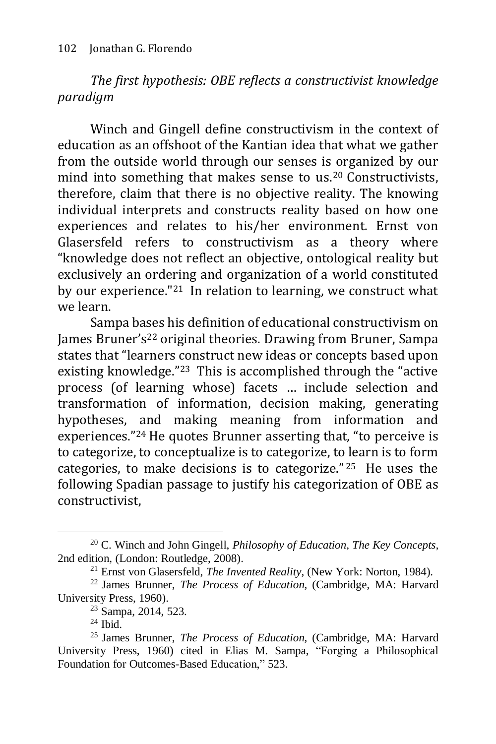*The first hypothesis: OBE reflects a constructivist knowledge paradigm*

Winch and Gingell define constructivism in the context of education as an offshoot of the Kantian idea that what we gather from the outside world through our senses is organized by our mind into something that makes sense to us.[20] Constructivists, therefore, claim that there is no objective reality. The knowing individual interprets and constructs reality based on how one experiences and relates to his/her environment. Ernst von Glasersfeld refers to constructivism as a theory where "knowledge does not reflect an objective, ontological reality but exclusively an ordering and organization of a world constituted by our experience."[21] In relation to learning, we construct what we learn.

Sampa bases his definition of educational constructivism on James Bruner's[22] original theories. Drawing from Bruner, Sampa states that "learners construct new ideas or concepts based upon existing knowledge."[23] This is accomplished through the "active process (of learning whose) facets … include selection and transformation of information, decision making, generating hypotheses, and making meaning from information and experiences."[24] He quotes Brunner asserting that, "to perceive is to categorize, to conceptualize is to categorize, to learn is to form categories, to make decisions is to categorize."[25] He uses the following Spadian passage to justify his categorization of OBE as constructivist,

---

[20] C. Winch and John Gingell, *Philosophy of Education, The Key Concepts*, 2nd edition, (London: Routledge, 2008).

[21] Ernst von Glasersfeld, *The Invented Reality*, (New York: Norton, 1984).

[22] James Brunner, *The Process of Education*, (Cambridge, MA: Harvard University Press, 1960).

[23] Sampa, 2014, 523.

[24] Ibid.

[25] James Brunner, *The Process of Education*, (Cambridge, MA: Harvard University Press, 1960) cited in Elias M. Sampa, "Forging a Philosophical Foundation for Outcomes-Based Education," 523.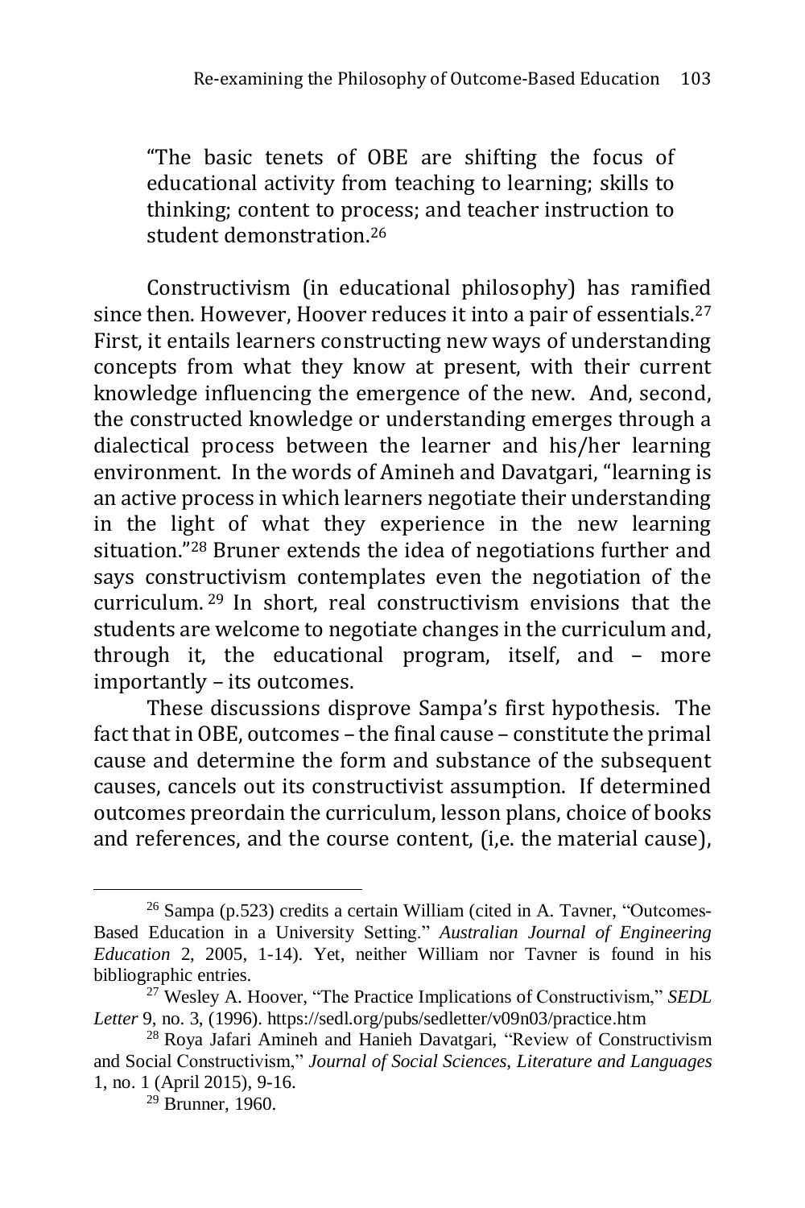"The basic tenets of OBE are shifting the focus of educational activity from teaching to learning; skills to thinking; content to process; and teacher instruction to student demonstration.[26]

Constructivism (in educational philosophy) has ramified since then. However, Hoover reduces it into a pair of essentials.[27] First, it entails learners constructing new ways of understanding concepts from what they know at present, with their current knowledge influencing the emergence of the new. And, second, the constructed knowledge or understanding emerges through a dialectical process between the learner and his/her learning environment. In the words of Amineh and Davatgari, "learning is an active process in which learners negotiate their understanding in the light of what they experience in the new learning situation."[28] Bruner extends the idea of negotiations further and says constructivism contemplates even the negotiation of the curriculum.[29] In short, real constructivism envisions that the students are welcome to negotiate changes in the curriculum and, through it, the educational program, itself, and – more importantly – its outcomes.

These discussions disprove Sampa's first hypothesis. The fact that in OBE, outcomes – the final cause – constitute the primal cause and determine the form and substance of the subsequent causes, cancels out its constructivist assumption. If determined outcomes preordain the curriculum, lesson plans, choice of books and references, and the course content, (i,e. the material cause),

---

[26] Sampa (p.523) credits a certain William (cited in A. Tavner, "Outcomes-Based Education in a University Setting." *Australian Journal of Engineering Education* 2, 2005, 1-14). Yet, neither William nor Tavner is found in his bibliographic entries.

[27] Wesley A. Hoover, "The Practice Implications of Constructivism," *SEDL Letter* 9, no. 3, (1996). https://sedl.org/pubs/sedletter/v09n03/practice.htm

[28] Roya Jafari Amineh and Hanieh Davatgari, "Review of Constructivism and Social Constructivism," *Journal of Social Sciences, Literature and Languages* 1, no. 1 (April 2015), 9-16.

[29] Brunner, 1960.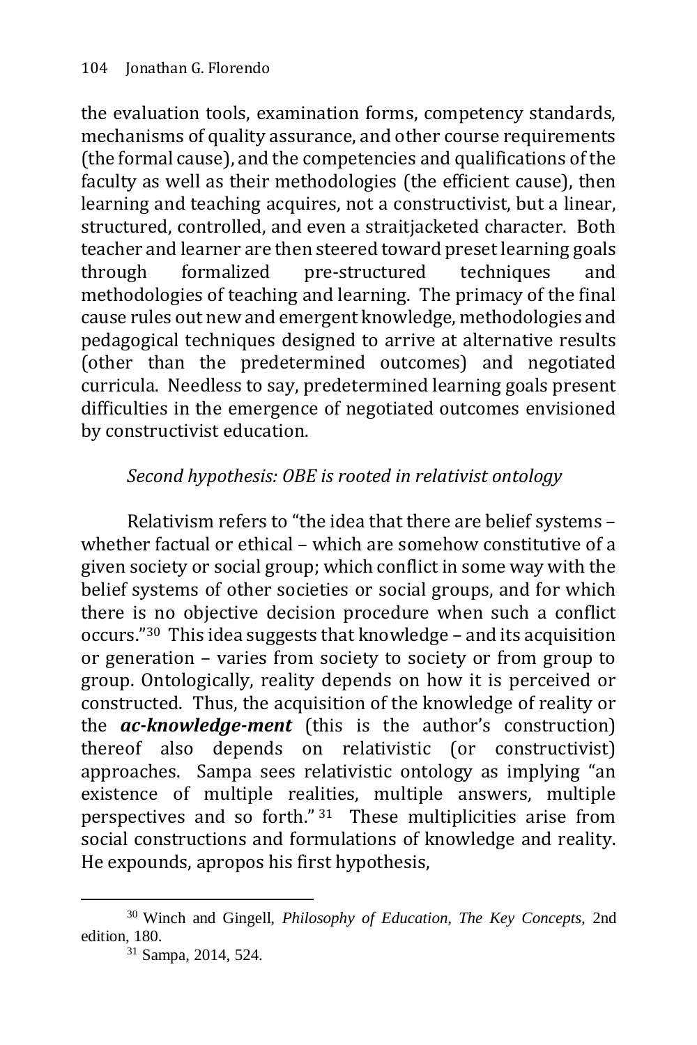the evaluation tools, examination forms, competency standards, mechanisms of quality assurance, and other course requirements (the formal cause), and the competencies and qualifications of the faculty as well as their methodologies (the efficient cause), then learning and teaching acquires, not a constructivist, but a linear, structured, controlled, and even a straitjacketed character. Both teacher and learner are then steered toward preset learning goals through formalized pre-structured techniques and methodologies of teaching and learning. The primacy of the final cause rules out new and emergent knowledge, methodologies and pedagogical techniques designed to arrive at alternative results (other than the predetermined outcomes) and negotiated curricula. Needless to say, predetermined learning goals present difficulties in the emergence of negotiated outcomes envisioned by constructivist education.

*Second hypothesis: OBE is rooted in relativist ontology*

Relativism refers to "the idea that there are belief systems – whether factual or ethical – which are somehow constitutive of a given society or social group; which conflict in some way with the belief systems of other societies or social groups, and for which there is no objective decision procedure when such a conflict occurs."[30] This idea suggests that knowledge – and its acquisition or generation – varies from society to society or from group to group. Ontologically, reality depends on how it is perceived or constructed. Thus, the acquisition of the knowledge of reality or the ***ac-knowledge-ment*** (this is the author's construction) thereof also depends on relativistic (or constructivist) approaches. Sampa sees relativistic ontology as implying "an existence of multiple realities, multiple answers, multiple perspectives and so forth."[31] These multiplicities arise from social constructions and formulations of knowledge and reality. He expounds, apropos his first hypothesis,

---

[30] Winch and Gingell, *Philosophy of Education, The Key Concepts*, 2nd edition, 180.

[31] Sampa, 2014, 524.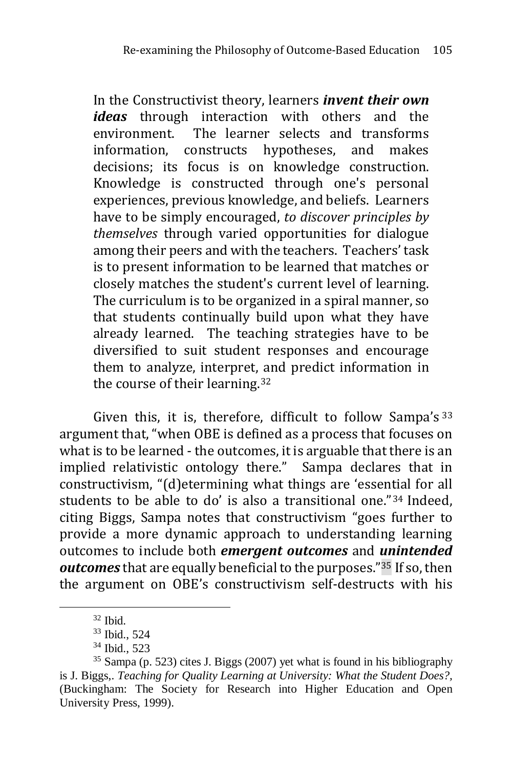In the Constructivist theory, learners ***invent their own ideas*** through interaction with others and the environment. The learner selects and transforms information, constructs hypotheses, and makes decisions; its focus is on knowledge construction. Knowledge is constructed through one's personal experiences, previous knowledge, and beliefs. Learners have to be simply encouraged, *to discover principles by themselves* through varied opportunities for dialogue among their peers and with the teachers. Teachers' task is to present information to be learned that matches or closely matches the student's current level of learning. The curriculum is to be organized in a spiral manner, so that students continually build upon what they have already learned. The teaching strategies have to be diversified to suit student responses and encourage them to analyze, interpret, and predict information in the course of their learning.[32]

Given this, it is, therefore, difficult to follow Sampa's[33] argument that, "when OBE is defined as a process that focuses on what is to be learned - the outcomes, it is arguable that there is an implied relativistic ontology there." Sampa declares that in constructivism, "(d)etermining what things are 'essential for all students to be able to do' is also a transitional one."[34] Indeed, citing Biggs, Sampa notes that constructivism "goes further to provide a more dynamic approach to understanding learning outcomes to include both ***emergent outcomes*** and ***unintended outcomes*** that are equally beneficial to the purposes."[35] If so, then the argument on OBE's constructivism self-destructs with his

---

[32] Ibid.

[33] Ibid., 524

[34] Ibid., 523

[35] Sampa (p. 523) cites J. Biggs (2007) yet what is found in his bibliography is J. Biggs,. *Teaching for Quality Learning at University: What the Student Does?*, (Buckingham: The Society for Research into Higher Education and Open University Press, 1999).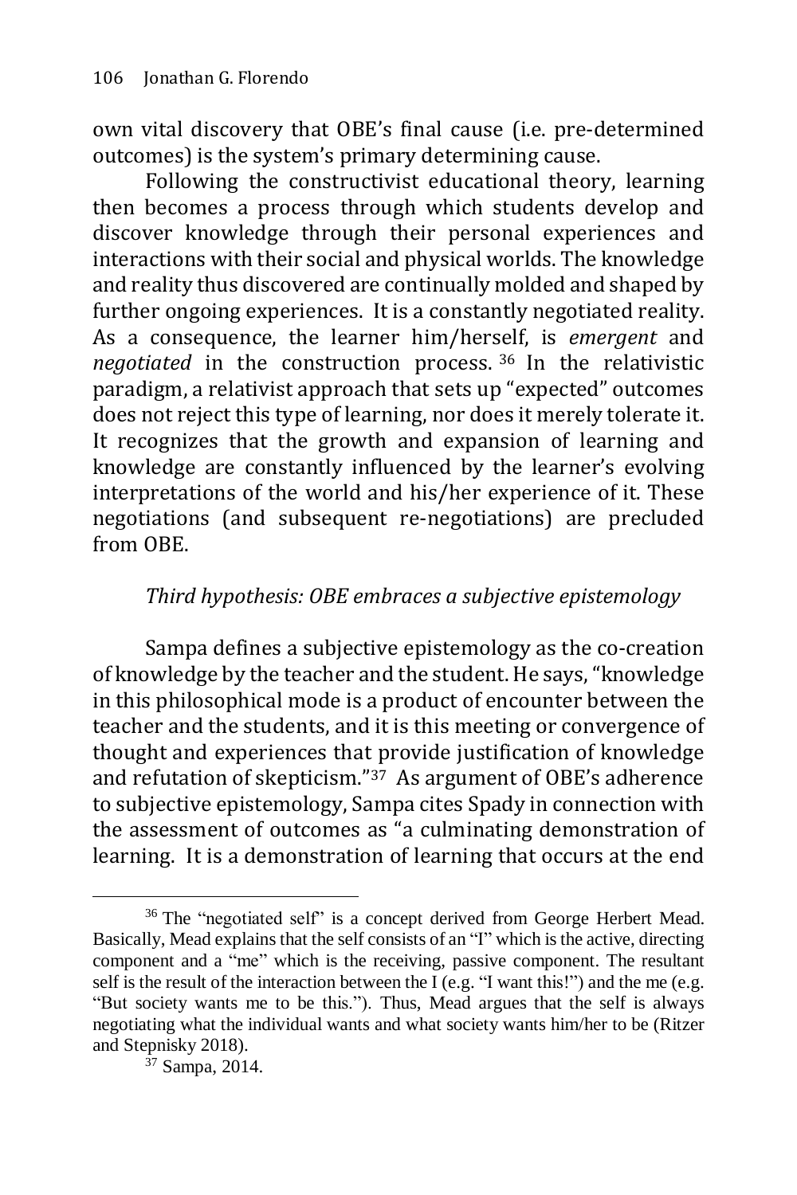own vital discovery that OBE's final cause (i.e. pre-determined outcomes) is the system's primary determining cause.

Following the constructivist educational theory, learning then becomes a process through which students develop and discover knowledge through their personal experiences and interactions with their social and physical worlds. The knowledge and reality thus discovered are continually molded and shaped by further ongoing experiences. It is a constantly negotiated reality. As a consequence, the learner him/herself, is *emergent* and *negotiated* in the construction process.[36] In the relativistic paradigm, a relativist approach that sets up "expected" outcomes does not reject this type of learning, nor does it merely tolerate it. It recognizes that the growth and expansion of learning and knowledge are constantly influenced by the learner's evolving interpretations of the world and his/her experience of it. These negotiations (and subsequent re-negotiations) are precluded from OBE.

### *Third hypothesis: OBE embraces a subjective epistemology*

Sampa defines a subjective epistemology as the co-creation of knowledge by the teacher and the student. He says, "knowledge in this philosophical mode is a product of encounter between the teacher and the students, and it is this meeting or convergence of thought and experiences that provide justification of knowledge and refutation of skepticism."[37] As argument of OBE's adherence to subjective epistemology, Sampa cites Spady in connection with the assessment of outcomes as "a culminating demonstration of learning. It is a demonstration of learning that occurs at the end

---

[36] The "negotiated self" is a concept derived from George Herbert Mead. Basically, Mead explains that the self consists of an "I" which is the active, directing component and a "me" which is the receiving, passive component. The resultant self is the result of the interaction between the I (e.g. "I want this!") and the me (e.g. "But society wants me to be this."). Thus, Mead argues that the self is always negotiating what the individual wants and what society wants him/her to be (Ritzer and Stepnisky 2018).

[37] Sampa, 2014.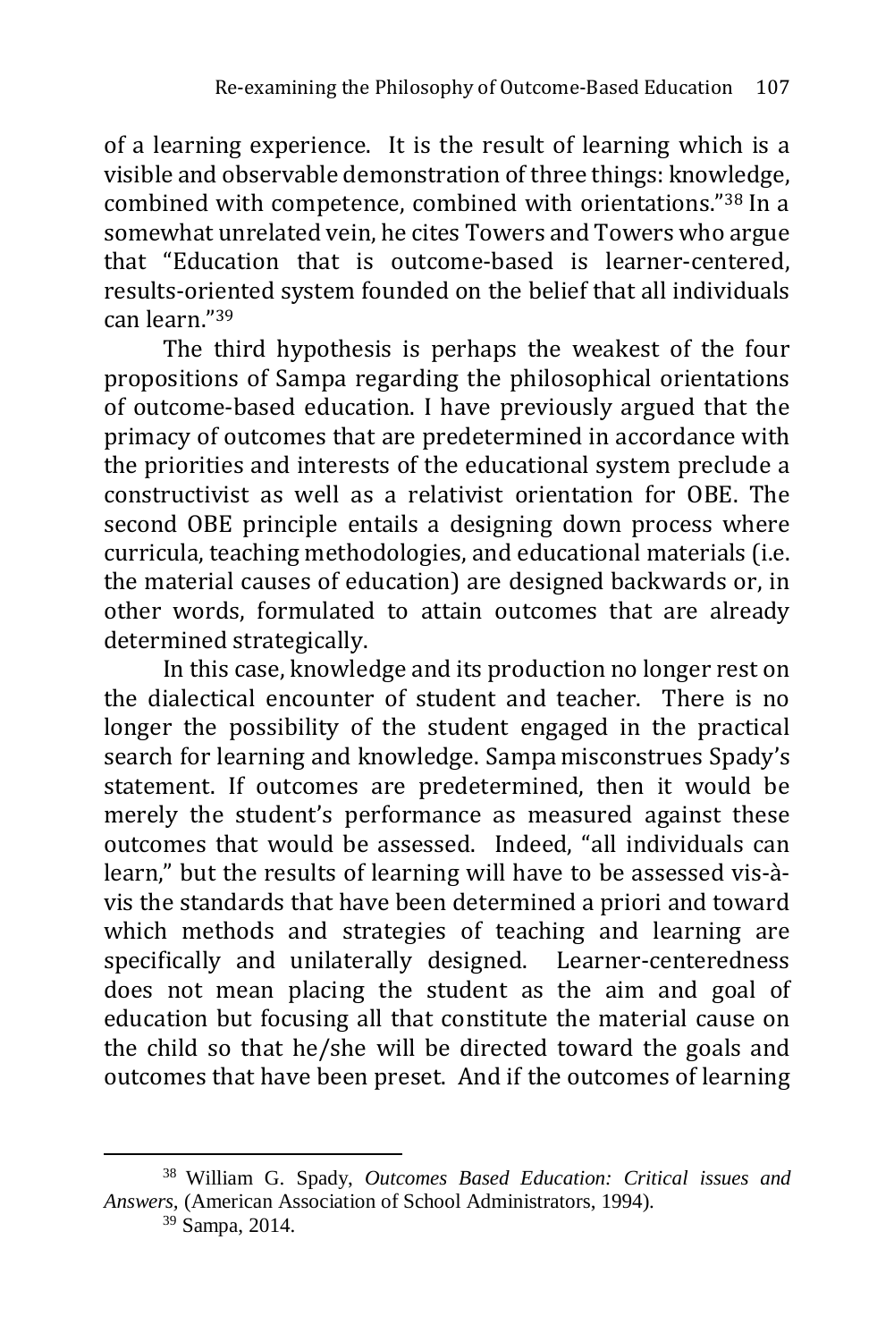of a learning experience. It is the result of learning which is a visible and observable demonstration of three things: knowledge, combined with competence, combined with orientations."[38] In a somewhat unrelated vein, he cites Towers and Towers who argue that "Education that is outcome-based is learner-centered, results-oriented system founded on the belief that all individuals can learn."[39]

The third hypothesis is perhaps the weakest of the four propositions of Sampa regarding the philosophical orientations of outcome-based education. I have previously argued that the primacy of outcomes that are predetermined in accordance with the priorities and interests of the educational system preclude a constructivist as well as a relativist orientation for OBE. The second OBE principle entails a designing down process where curricula, teaching methodologies, and educational materials (i.e. the material causes of education) are designed backwards or, in other words, formulated to attain outcomes that are already determined strategically.

In this case, knowledge and its production no longer rest on the dialectical encounter of student and teacher. There is no longer the possibility of the student engaged in the practical search for learning and knowledge. Sampa misconstrues Spady's statement. If outcomes are predetermined, then it would be merely the student's performance as measured against these outcomes that would be assessed. Indeed, "all individuals can learn," but the results of learning will have to be assessed vis-à-vis the standards that have been determined a priori and toward which methods and strategies of teaching and learning are specifically and unilaterally designed. Learner-centeredness does not mean placing the student as the aim and goal of education but focusing all that constitute the material cause on the child so that he/she will be directed toward the goals and outcomes that have been preset. And if the outcomes of learning

---

[38] William G. Spady, *Outcomes Based Education: Critical issues and Answers*, (American Association of School Administrators, 1994).

[39] Sampa, 2014.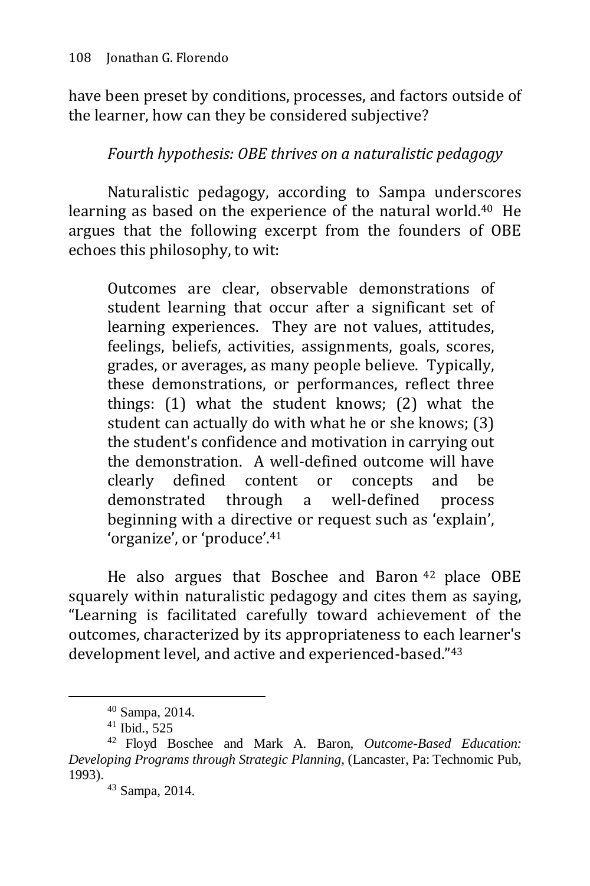have been preset by conditions, processes, and factors outside of the learner, how can they be considered subjective?

*Fourth hypothesis: OBE thrives on a naturalistic pedagogy*

Naturalistic pedagogy, according to Sampa underscores learning as based on the experience of the natural world.[40] He argues that the following excerpt from the founders of OBE echoes this philosophy, to wit:

> Outcomes are clear, observable demonstrations of student learning that occur after a significant set of learning experiences. They are not values, attitudes, feelings, beliefs, activities, assignments, goals, scores, grades, or averages, as many people believe. Typically, these demonstrations, or performances, reflect three things: (1) what the student knows; (2) what the student can actually do with what he or she knows; (3) the student's confidence and motivation in carrying out the demonstration. A well-defined outcome will have clearly defined content or concepts and be demonstrated through a well-defined process beginning with a directive or request such as 'explain', 'organize', or 'produce'.[41]

He also argues that Boschee and Baron[42] place OBE squarely within naturalistic pedagogy and cites them as saying, "Learning is facilitated carefully toward achievement of the outcomes, characterized by its appropriateness to each learner's development level, and active and experienced-based."[43]

---

[40] Sampa, 2014.

[41] Ibid., 525

[42] Floyd Boschee and Mark A. Baron, *Outcome-Based Education: Developing Programs through Strategic Planning*, (Lancaster, Pa: Technomic Pub, 1993).

[43] Sampa, 2014.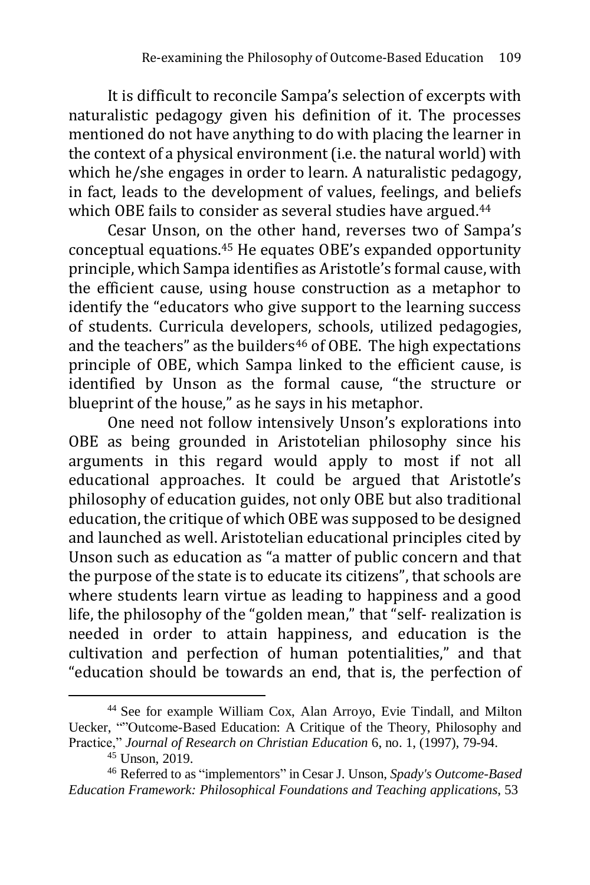It is difficult to reconcile Sampa's selection of excerpts with naturalistic pedagogy given his definition of it. The processes mentioned do not have anything to do with placing the learner in the context of a physical environment (i.e. the natural world) with which he/she engages in order to learn. A naturalistic pedagogy, in fact, leads to the development of values, feelings, and beliefs which OBE fails to consider as several studies have argued.[44]

Cesar Unson, on the other hand, reverses two of Sampa's conceptual equations.[45] He equates OBE's expanded opportunity principle, which Sampa identifies as Aristotle's formal cause, with the efficient cause, using house construction as a metaphor to identify the "educators who give support to the learning success of students. Curricula developers, schools, utilized pedagogies, and the teachers" as the builders[46] of OBE. The high expectations principle of OBE, which Sampa linked to the efficient cause, is identified by Unson as the formal cause, "the structure or blueprint of the house," as he says in his metaphor.

One need not follow intensively Unson's explorations into OBE as being grounded in Aristotelian philosophy since his arguments in this regard would apply to most if not all educational approaches. It could be argued that Aristotle's philosophy of education guides, not only OBE but also traditional education, the critique of which OBE was supposed to be designed and launched as well. Aristotelian educational principles cited by Unson such as education as "a matter of public concern and that the purpose of the state is to educate its citizens", that schools are where students learn virtue as leading to happiness and a good life, the philosophy of the "golden mean," that "self- realization is needed in order to attain happiness, and education is the cultivation and perfection of human potentialities," and that "education should be towards an end, that is, the perfection of

---

[44] See for example William Cox, Alan Arroyo, Evie Tindall, and Milton Uecker, ""Outcome-Based Education: A Critique of the Theory, Philosophy and Practice," *Journal of Research on Christian Education* 6, no. 1, (1997), 79-94.

[45] Unson, 2019.

[46] Referred to as "implementors" in Cesar J. Unson, *Spady's Outcome-Based Education Framework: Philosophical Foundations and Teaching applications*, 53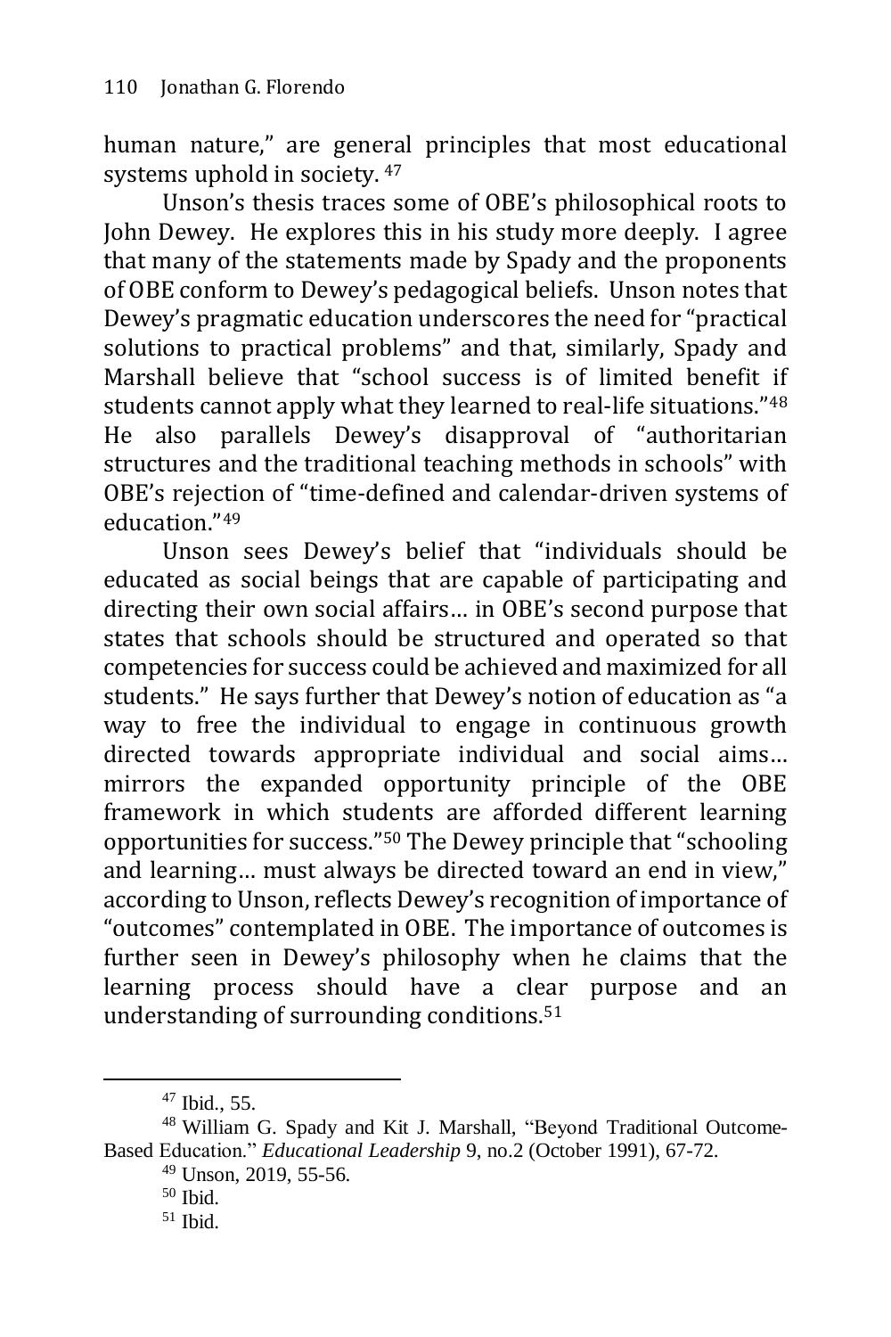human nature," are general principles that most educational systems uphold in society. [47]

Unson's thesis traces some of OBE's philosophical roots to John Dewey. He explores this in his study more deeply. I agree that many of the statements made by Spady and the proponents of OBE conform to Dewey's pedagogical beliefs. Unson notes that Dewey's pragmatic education underscores the need for "practical solutions to practical problems" and that, similarly, Spady and Marshall believe that "school success is of limited benefit if students cannot apply what they learned to real-life situations."[48] He also parallels Dewey's disapproval of "authoritarian structures and the traditional teaching methods in schools" with OBE's rejection of "time-defined and calendar-driven systems of education."[49]

Unson sees Dewey's belief that "individuals should be educated as social beings that are capable of participating and directing their own social affairs… in OBE's second purpose that states that schools should be structured and operated so that competencies for success could be achieved and maximized for all students." He says further that Dewey's notion of education as "a way to free the individual to engage in continuous growth directed towards appropriate individual and social aims… mirrors the expanded opportunity principle of the OBE framework in which students are afforded different learning opportunities for success."[50] The Dewey principle that "schooling and learning… must always be directed toward an end in view," according to Unson, reflects Dewey's recognition of importance of "outcomes" contemplated in OBE. The importance of outcomes is further seen in Dewey's philosophy when he claims that the learning process should have a clear purpose and an understanding of surrounding conditions.[51]

---

[47] Ibid., 55.

[48] William G. Spady and Kit J. Marshall, "Beyond Traditional Outcome-Based Education." *Educational Leadership* 9, no.2 (October 1991), 67-72.

[49] Unson, 2019, 55-56.

[50] Ibid.

[51] Ibid.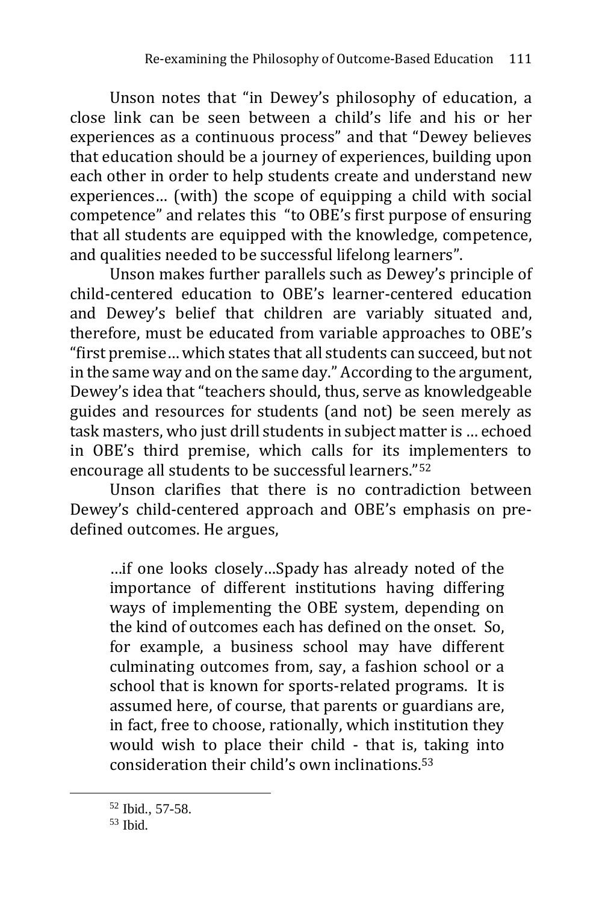Unson notes that "in Dewey's philosophy of education, a close link can be seen between a child's life and his or her experiences as a continuous process" and that "Dewey believes that education should be a journey of experiences, building upon each other in order to help students create and understand new experiences… (with) the scope of equipping a child with social competence" and relates this "to OBE's first purpose of ensuring that all students are equipped with the knowledge, competence, and qualities needed to be successful lifelong learners".

Unson makes further parallels such as Dewey's principle of child-centered education to OBE's learner-centered education and Dewey's belief that children are variably situated and, therefore, must be educated from variable approaches to OBE's "first premise… which states that all students can succeed, but not in the same way and on the same day." According to the argument, Dewey's idea that "teachers should, thus, serve as knowledgeable guides and resources for students (and not) be seen merely as task masters, who just drill students in subject matter is … echoed in OBE's third premise, which calls for its implementers to encourage all students to be successful learners."[52]

Unson clarifies that there is no contradiction between Dewey's child-centered approach and OBE's emphasis on pre-defined outcomes. He argues,

> …if one looks closely…Spady has already noted of the importance of different institutions having differing ways of implementing the OBE system, depending on the kind of outcomes each has defined on the onset. So, for example, a business school may have different culminating outcomes from, say, a fashion school or a school that is known for sports-related programs. It is assumed here, of course, that parents or guardians are, in fact, free to choose, rationally, which institution they would wish to place their child - that is, taking into consideration their child's own inclinations.[53]

---

[52] Ibid., 57-58.

[53] Ibid.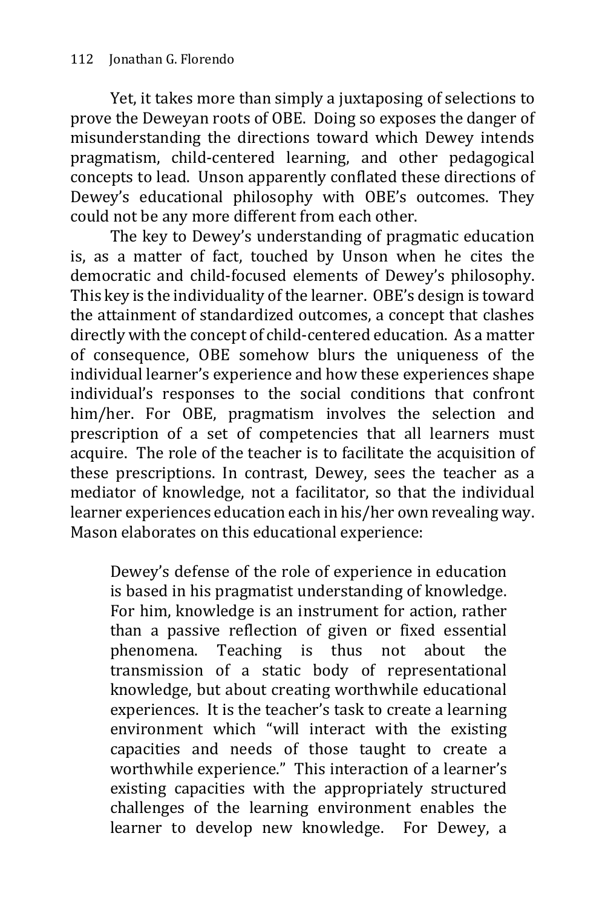Yet, it takes more than simply a juxtaposing of selections to prove the Deweyan roots of OBE. Doing so exposes the danger of misunderstanding the directions toward which Dewey intends pragmatism, child-centered learning, and other pedagogical concepts to lead. Unson apparently conflated these directions of Dewey's educational philosophy with OBE's outcomes. They could not be any more different from each other.

The key to Dewey's understanding of pragmatic education is, as a matter of fact, touched by Unson when he cites the democratic and child-focused elements of Dewey's philosophy. This key is the individuality of the learner. OBE's design is toward the attainment of standardized outcomes, a concept that clashes directly with the concept of child-centered education. As a matter of consequence, OBE somehow blurs the uniqueness of the individual learner's experience and how these experiences shape individual's responses to the social conditions that confront him/her. For OBE, pragmatism involves the selection and prescription of a set of competencies that all learners must acquire. The role of the teacher is to facilitate the acquisition of these prescriptions. In contrast, Dewey, sees the teacher as a mediator of knowledge, not a facilitator, so that the individual learner experiences education each in his/her own revealing way. Mason elaborates on this educational experience:

> Dewey's defense of the role of experience in education is based in his pragmatist understanding of knowledge. For him, knowledge is an instrument for action, rather than a passive reflection of given or fixed essential phenomena. Teaching is thus not about the transmission of a static body of representational knowledge, but about creating worthwhile educational experiences. It is the teacher's task to create a learning environment which "will interact with the existing capacities and needs of those taught to create a worthwhile experience." This interaction of a learner's existing capacities with the appropriately structured challenges of the learning environment enables the learner to develop new knowledge. For Dewey, a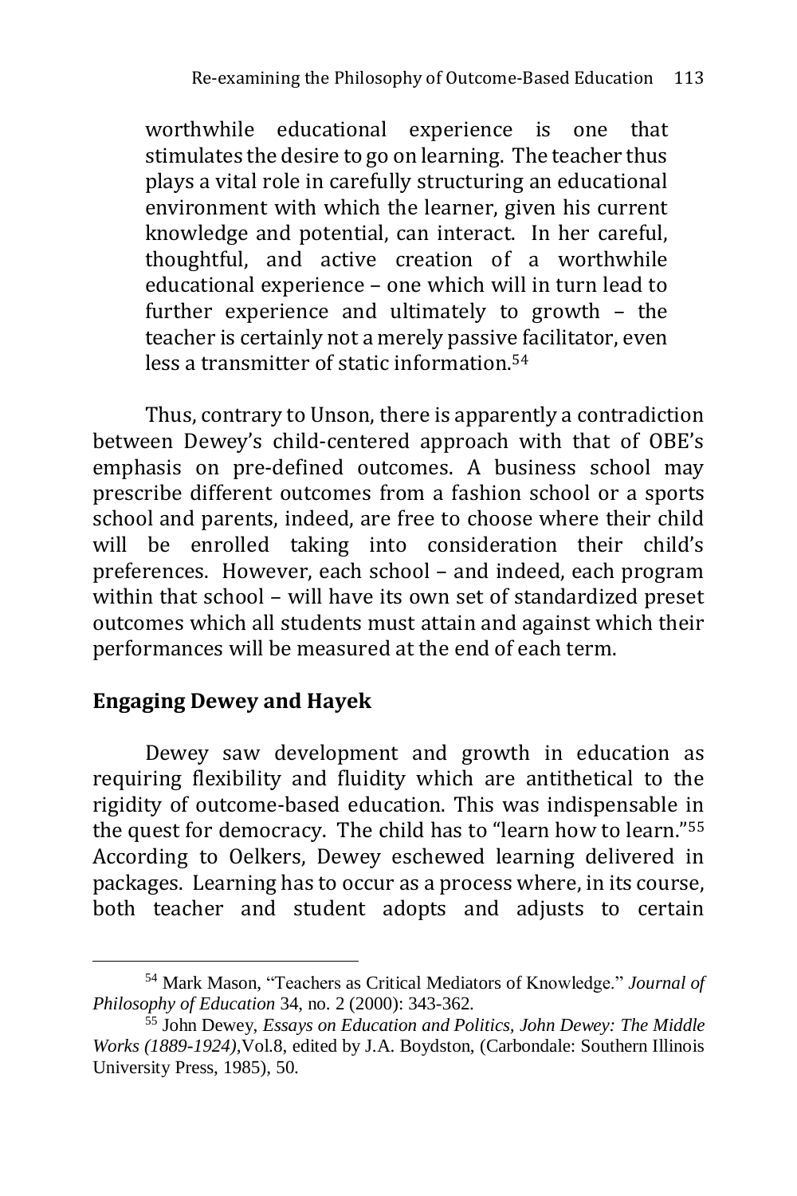worthwhile educational experience is one that stimulates the desire to go on learning. The teacher thus plays a vital role in carefully structuring an educational environment with which the learner, given his current knowledge and potential, can interact. In her careful, thoughtful, and active creation of a worthwhile educational experience – one which will in turn lead to further experience and ultimately to growth – the teacher is certainly not a merely passive facilitator, even less a transmitter of static information.[54]

Thus, contrary to Unson, there is apparently a contradiction between Dewey's child-centered approach with that of OBE's emphasis on pre-defined outcomes. A business school may prescribe different outcomes from a fashion school or a sports school and parents, indeed, are free to choose where their child will be enrolled taking into consideration their child's preferences. However, each school – and indeed, each program within that school – will have its own set of standardized preset outcomes which all students must attain and against which their performances will be measured at the end of each term.

## Engaging Dewey and Hayek

Dewey saw development and growth in education as requiring flexibility and fluidity which are antithetical to the rigidity of outcome-based education. This was indispensable in the quest for democracy. The child has to "learn how to learn."[55] According to Oelkers, Dewey eschewed learning delivered in packages. Learning has to occur as a process where, in its course, both teacher and student adopts and adjusts to certain

---

[54] Mark Mason, "Teachers as Critical Mediators of Knowledge." *Journal of Philosophy of Education* 34, no. 2 (2000): 343-362.

[55] John Dewey, *Essays on Education and Politics, John Dewey: The Middle Works (1889-1924)*,Vol.8, edited by J.A. Boydston, (Carbondale: Southern Illinois University Press, 1985), 50.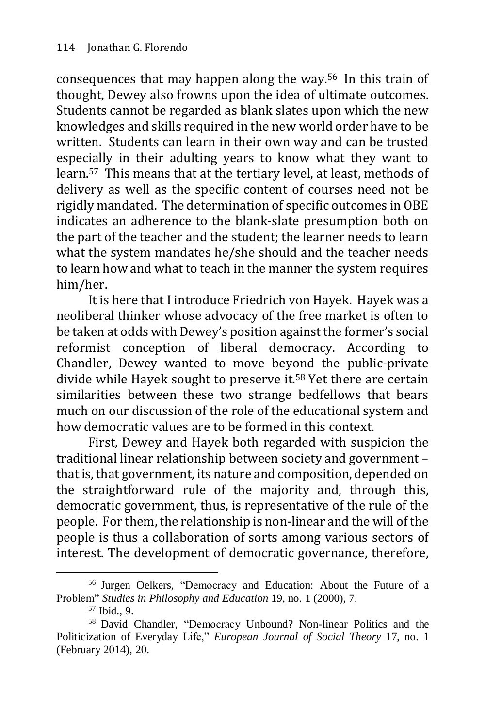consequences that may happen along the way.[56] In this train of thought, Dewey also frowns upon the idea of ultimate outcomes. Students cannot be regarded as blank slates upon which the new knowledges and skills required in the new world order have to be written. Students can learn in their own way and can be trusted especially in their adulting years to know what they want to learn.[57] This means that at the tertiary level, at least, methods of delivery as well as the specific content of courses need not be rigidly mandated. The determination of specific outcomes in OBE indicates an adherence to the blank-slate presumption both on the part of the teacher and the student; the learner needs to learn what the system mandates he/she should and the teacher needs to learn how and what to teach in the manner the system requires him/her.

It is here that I introduce Friedrich von Hayek. Hayek was a neoliberal thinker whose advocacy of the free market is often to be taken at odds with Dewey's position against the former's social reformist conception of liberal democracy. According to Chandler, Dewey wanted to move beyond the public-private divide while Hayek sought to preserve it.[58] Yet there are certain similarities between these two strange bedfellows that bears much on our discussion of the role of the educational system and how democratic values are to be formed in this context.

First, Dewey and Hayek both regarded with suspicion the traditional linear relationship between society and government – that is, that government, its nature and composition, depended on the straightforward rule of the majority and, through this, democratic government, thus, is representative of the rule of the people. For them, the relationship is non-linear and the will of the people is thus a collaboration of sorts among various sectors of interest. The development of democratic governance, therefore,

---

[56] Jurgen Oelkers, "Democracy and Education: About the Future of a Problem" *Studies in Philosophy and Education* 19, no. 1 (2000), 7.

[57] Ibid., 9.

[58] David Chandler, "Democracy Unbound? Non-linear Politics and the Politicization of Everyday Life," *European Journal of Social Theory* 17, no. 1 (February 2014), 20.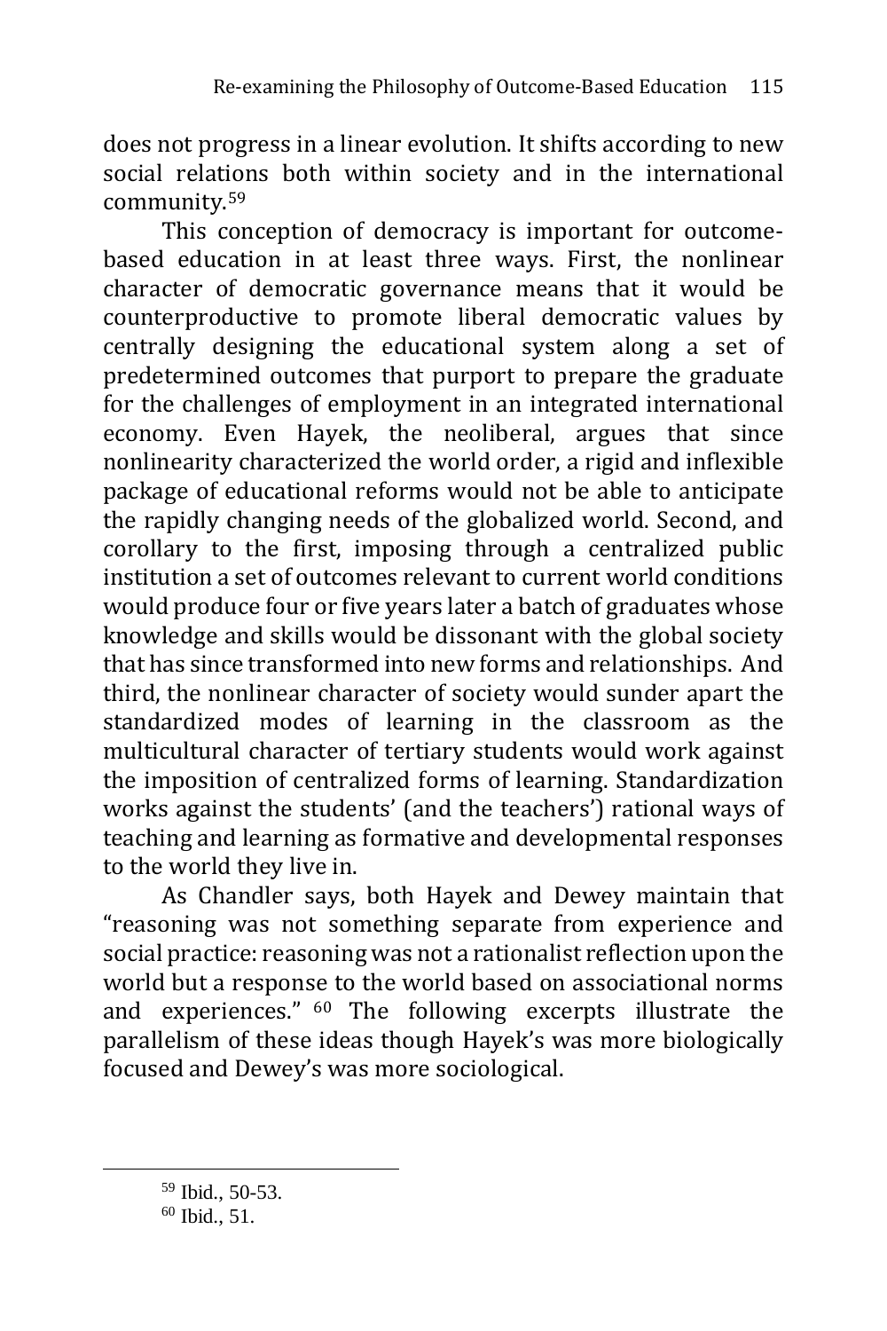does not progress in a linear evolution. It shifts according to new social relations both within society and in the international community.[59]

This conception of democracy is important for outcome-based education in at least three ways. First, the nonlinear character of democratic governance means that it would be counterproductive to promote liberal democratic values by centrally designing the educational system along a set of predetermined outcomes that purport to prepare the graduate for the challenges of employment in an integrated international economy. Even Hayek, the neoliberal, argues that since nonlinearity characterized the world order, a rigid and inflexible package of educational reforms would not be able to anticipate the rapidly changing needs of the globalized world. Second, and corollary to the first, imposing through a centralized public institution a set of outcomes relevant to current world conditions would produce four or five years later a batch of graduates whose knowledge and skills would be dissonant with the global society that has since transformed into new forms and relationships. And third, the nonlinear character of society would sunder apart the standardized modes of learning in the classroom as the multicultural character of tertiary students would work against the imposition of centralized forms of learning. Standardization works against the students' (and the teachers') rational ways of teaching and learning as formative and developmental responses to the world they live in.

As Chandler says, both Hayek and Dewey maintain that "reasoning was not something separate from experience and social practice: reasoning was not a rationalist reflection upon the world but a response to the world based on associational norms and experiences." [60] The following excerpts illustrate the parallelism of these ideas though Hayek's was more biologically focused and Dewey's was more sociological.

---

[59] Ibid., 50-53.

[60] Ibid., 51.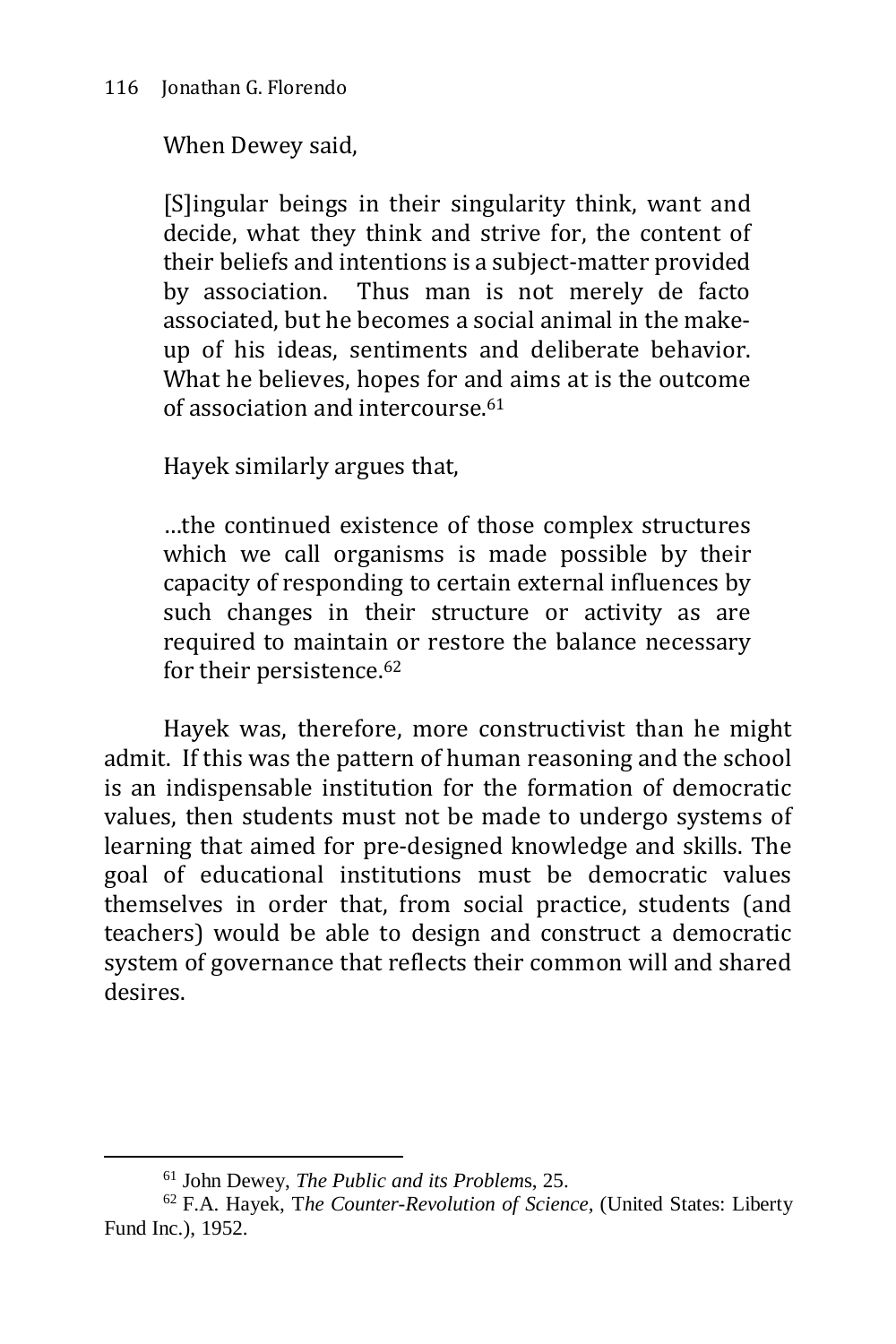When Dewey said,

> [S]ingular beings in their singularity think, want and decide, what they think and strive for, the content of their beliefs and intentions is a subject-matter provided by association. Thus man is not merely de facto associated, but he becomes a social animal in the make-up of his ideas, sentiments and deliberate behavior. What he believes, hopes for and aims at is the outcome of association and intercourse.[61]

Hayek similarly argues that,

> …the continued existence of those complex structures which we call organisms is made possible by their capacity of responding to certain external influences by such changes in their structure or activity as are required to maintain or restore the balance necessary for their persistence.[62]

Hayek was, therefore, more constructivist than he might admit. If this was the pattern of human reasoning and the school is an indispensable institution for the formation of democratic values, then students must not be made to undergo systems of learning that aimed for pre-designed knowledge and skills. The goal of educational institutions must be democratic values themselves in order that, from social practice, students (and teachers) would be able to design and construct a democratic system of governance that reflects their common will and shared desires.

---

[61] John Dewey, *The Public and its Problems*, 25.

[62] F.A. Hayek, T*he Counter-Revolution of Science*, (United States: Liberty Fund Inc.), 1952.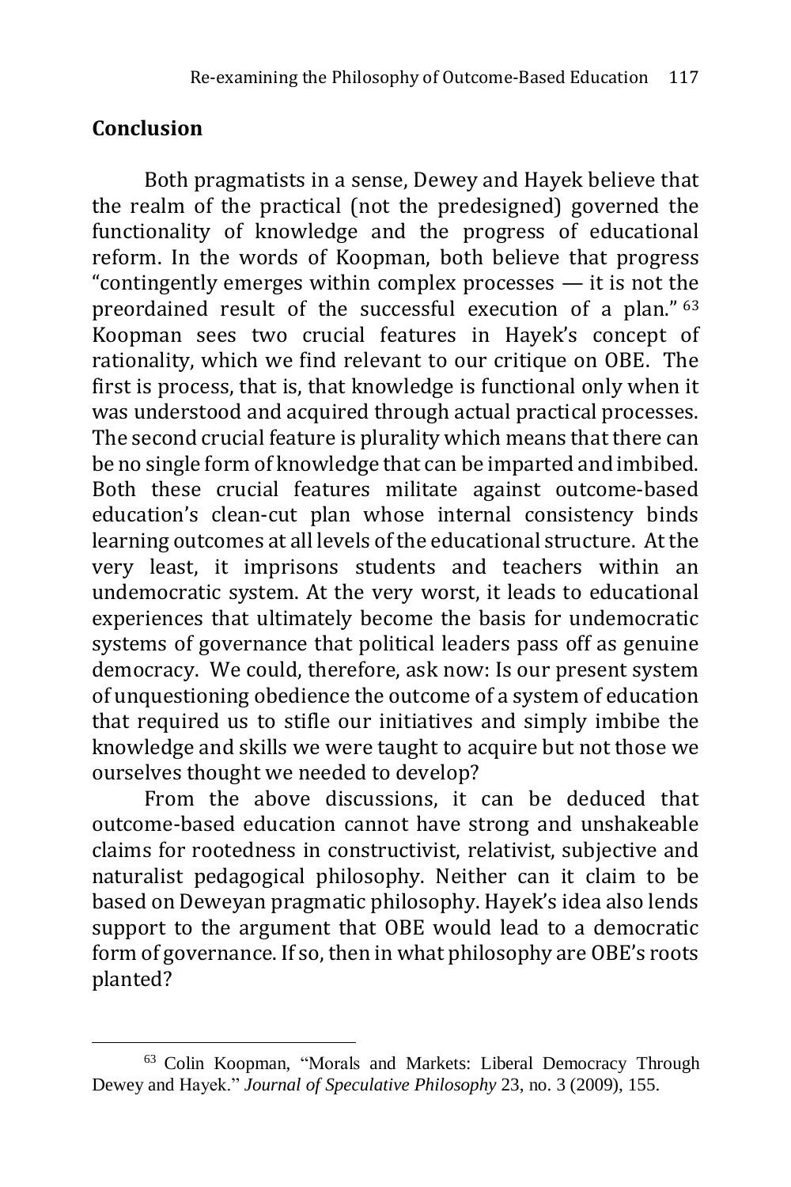## Conclusion

Both pragmatists in a sense, Dewey and Hayek believe that the realm of the practical (not the predesigned) governed the functionality of knowledge and the progress of educational reform. In the words of Koopman, both believe that progress "contingently emerges within complex processes — it is not the preordained result of the successful execution of a plan." [63] Koopman sees two crucial features in Hayek's concept of rationality, which we find relevant to our critique on OBE. The first is process, that is, that knowledge is functional only when it was understood and acquired through actual practical processes. The second crucial feature is plurality which means that there can be no single form of knowledge that can be imparted and imbibed. Both these crucial features militate against outcome-based education's clean-cut plan whose internal consistency binds learning outcomes at all levels of the educational structure. At the very least, it imprisons students and teachers within an undemocratic system. At the very worst, it leads to educational experiences that ultimately become the basis for undemocratic systems of governance that political leaders pass off as genuine democracy. We could, therefore, ask now: Is our present system of unquestioning obedience the outcome of a system of education that required us to stifle our initiatives and simply imbibe the knowledge and skills we were taught to acquire but not those we ourselves thought we needed to develop?

From the above discussions, it can be deduced that outcome-based education cannot have strong and unshakeable claims for rootedness in constructivist, relativist, subjective and naturalist pedagogical philosophy. Neither can it claim to be based on Deweyan pragmatic philosophy. Hayek's idea also lends support to the argument that OBE would lead to a democratic form of governance. If so, then in what philosophy are OBE's roots planted?

---

[63] Colin Koopman, "Morals and Markets: Liberal Democracy Through Dewey and Hayek." *Journal of Speculative Philosophy* 23, no. 3 (2009), 155.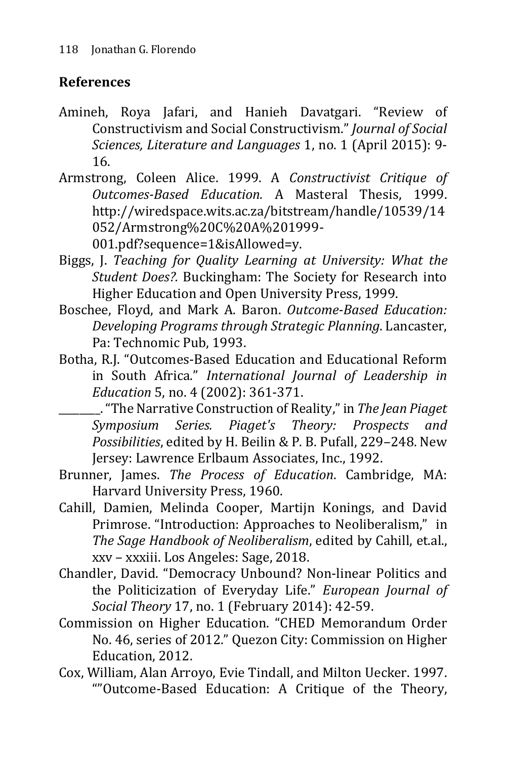## References

Amineh, Roya Jafari, and Hanieh Davatgari. "Review of Constructivism and Social Constructivism." *Journal of Social Sciences, Literature and Languages* 1, no. 1 (April 2015): 9-16.

Armstrong, Coleen Alice. 1999. A *Constructivist Critique of Outcomes-Based Education.* A Masteral Thesis, 1999. http://wiredspace.wits.ac.za/bitstream/handle/10539/14052/Armstrong%20C%20A%201999-001.pdf?sequence=1&isAllowed=y.

Biggs, J. *Teaching for Quality Learning at University: What the Student Does?.* Buckingham: The Society for Research into Higher Education and Open University Press, 1999.

Boschee, Floyd, and Mark A. Baron. *Outcome-Based Education: Developing Programs through Strategic Planning*. Lancaster, Pa: Technomic Pub, 1993.

Botha, R.J. "Outcomes-Based Education and Educational Reform in South Africa." *International Journal of Leadership in Education* 5, no. 4 (2002): 361-371.

________. "The Narrative Construction of Reality," in *The Jean Piaget Symposium Series. Piaget's Theory: Prospects and Possibilities*, edited by H. Beilin & P. B. Pufall, 229–248. New Jersey: Lawrence Erlbaum Associates, Inc., 1992.

Brunner, James. *The Process of Education*. Cambridge, MA: Harvard University Press, 1960.

Cahill, Damien, Melinda Cooper, Martijn Konings, and David Primrose. "Introduction: Approaches to Neoliberalism," in *The Sage Handbook of Neoliberalism*, edited by Cahill, et.al., xxv – xxxiii. Los Angeles: Sage, 2018.

Chandler, David. "Democracy Unbound? Non-linear Politics and the Politicization of Everyday Life." *European Journal of Social Theory* 17, no. 1 (February 2014): 42-59.

Commission on Higher Education. "CHED Memorandum Order No. 46, series of 2012." Quezon City: Commission on Higher Education, 2012.

Cox, William, Alan Arroyo, Evie Tindall, and Milton Uecker. 1997. ""Outcome-Based Education: A Critique of the Theory,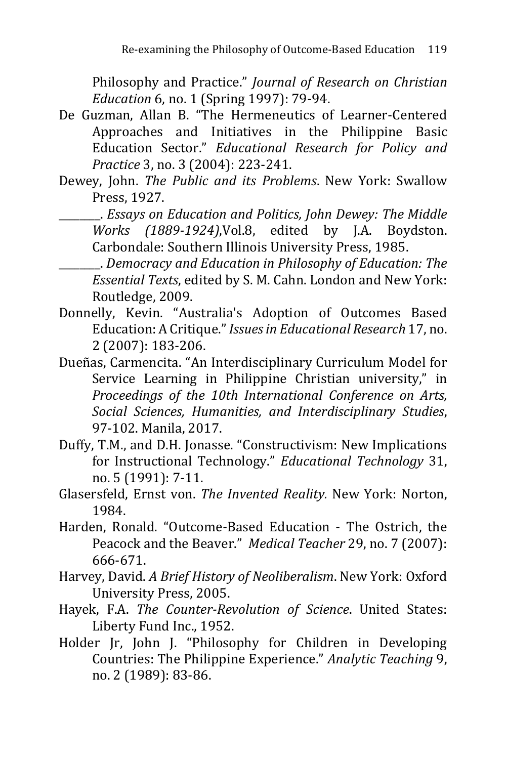Philosophy and Practice." *Journal of Research on Christian Education* 6, no. 1 (Spring 1997): 79-94.

De Guzman, Allan B. "The Hermeneutics of Learner-Centered Approaches and Initiatives in the Philippine Basic Education Sector." *Educational Research for Policy and Practice* 3, no. 3 (2004): 223-241.

Dewey, John. *The Public and its Problems*. New York: Swallow Press, 1927.

________. *Essays on Education and Politics, John Dewey: The Middle Works (1889-1924)*,Vol.8, edited by J.A. Boydston. Carbondale: Southern Illinois University Press, 1985.

________. *Democracy and Education in Philosophy of Education: The Essential Texts*, edited by S. M. Cahn. London and New York: Routledge, 2009.

Donnelly, Kevin. "Australia's Adoption of Outcomes Based Education: A Critique." *Issues in Educational Research* 17, no. 2 (2007): 183-206.

Dueñas, Carmencita. "An Interdisciplinary Curriculum Model for Service Learning in Philippine Christian university," in *Proceedings of the 10th International Conference on Arts, Social Sciences, Humanities, and Interdisciplinary Studies*, 97-102. Manila, 2017.

Duffy, T.M., and D.H. Jonasse. "Constructivism: New Implications for Instructional Technology." *Educational Technology* 31, no. 5 (1991): 7-11.

Glasersfeld, Ernst von. *The Invented Reality.* New York: Norton, 1984.

Harden, Ronald. "Outcome-Based Education - The Ostrich, the Peacock and the Beaver." *Medical Teacher* 29, no. 7 (2007): 666-671.

Harvey, David. *A Brief History of Neoliberalism*. New York: Oxford University Press, 2005.

Hayek, F.A. *The Counter-Revolution of Science*. United States: Liberty Fund Inc., 1952.

Holder Jr, John J. "Philosophy for Children in Developing Countries: The Philippine Experience." *Analytic Teaching* 9, no. 2 (1989): 83-86.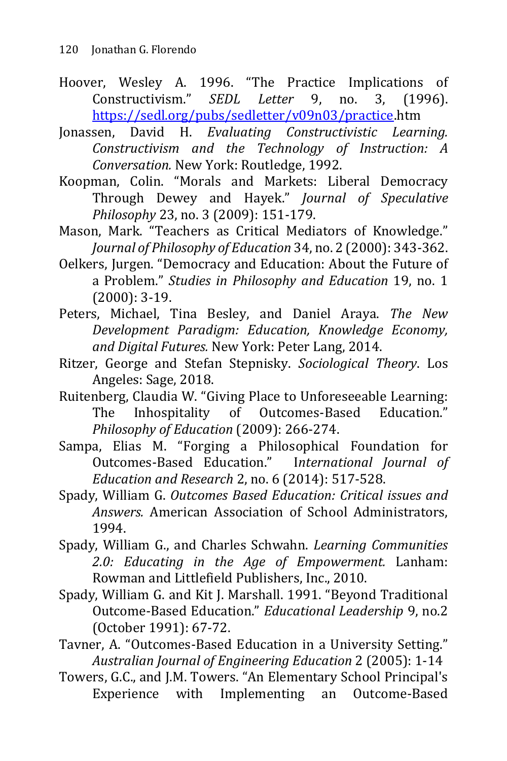Hoover, Wesley A. 1996. "The Practice Implications of Constructivism." *SEDL Letter* 9, no. 3, (1996). https://sedl.org/pubs/sedletter/v09n03/practice.htm

Jonassen, David H. *Evaluating Constructivistic Learning. Constructivism and the Technology of Instruction: A Conversation.* New York: Routledge, 1992.

Koopman, Colin. "Morals and Markets: Liberal Democracy Through Dewey and Hayek." *Journal of Speculative Philosophy* 23, no. 3 (2009): 151-179.

Mason, Mark. "Teachers as Critical Mediators of Knowledge." *Journal of Philosophy of Education* 34, no. 2 (2000): 343-362.

Oelkers, Jurgen. "Democracy and Education: About the Future of a Problem." *Studies in Philosophy and Education* 19, no. 1 (2000): 3-19.

Peters, Michael, Tina Besley, and Daniel Araya. *The New Development Paradigm: Education, Knowledge Economy, and Digital Futures.* New York: Peter Lang, 2014.

Ritzer, George and Stefan Stepnisky. *Sociological Theory*. Los Angeles: Sage, 2018.

Ruitenberg, Claudia W. "Giving Place to Unforeseeable Learning: The Inhospitality of Outcomes-Based Education." *Philosophy of Education* (2009): 266-274.

Sampa, Elias M. "Forging a Philosophical Foundation for Outcomes-Based Education." I*nternational Journal of Education and Research* 2, no. 6 (2014): 517-528.

Spady, William G. *Outcomes Based Education: Critical issues and Answers.* American Association of School Administrators, 1994.

Spady, William G., and Charles Schwahn. *Learning Communities 2.0: Educating in the Age of Empowerment.* Lanham: Rowman and Littlefield Publishers, Inc., 2010.

Spady, William G. and Kit J. Marshall. 1991. "Beyond Traditional Outcome-Based Education." *Educational Leadership* 9, no.2 (October 1991): 67-72.

Tavner, A. "Outcomes-Based Education in a University Setting." *Australian Journal of Engineering Education* 2 (2005): 1-14

Towers, G.C., and J.M. Towers. "An Elementary School Principal's Experience with Implementing an Outcome-Based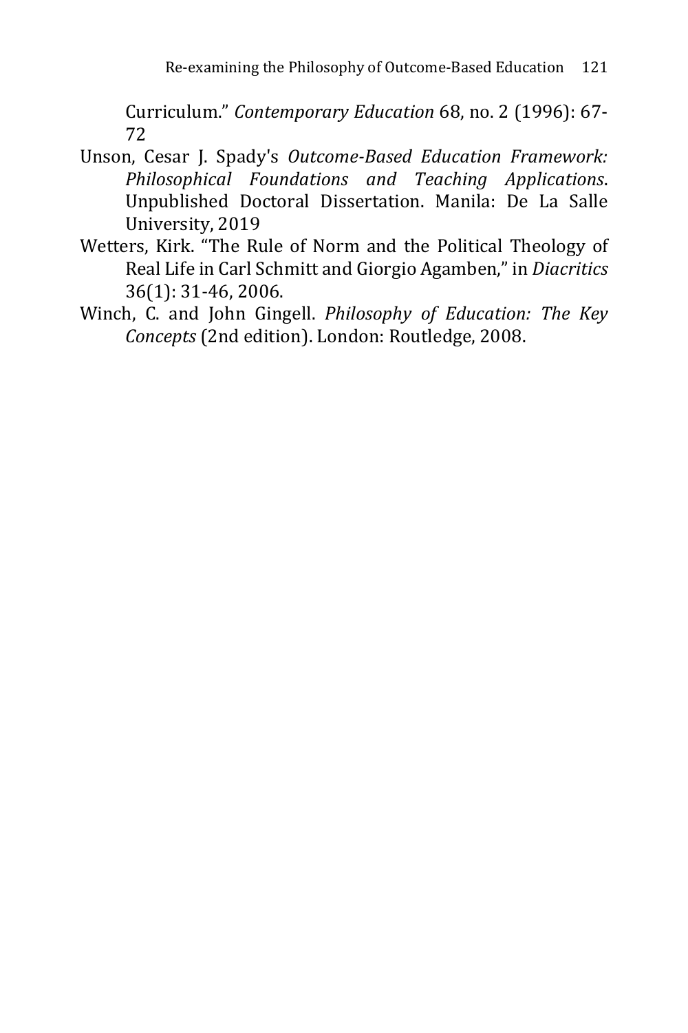Curriculum." *Contemporary Education* 68, no. 2 (1996): 67-72

Unson, Cesar J. Spady's *Outcome-Based Education Framework: Philosophical Foundations and Teaching Applications*. Unpublished Doctoral Dissertation. Manila: De La Salle University, 2019

Wetters, Kirk. "The Rule of Norm and the Political Theology of Real Life in Carl Schmitt and Giorgio Agamben," in *Diacritics* 36(1): 31-46, 2006.

Winch, C. and John Gingell. *Philosophy of Education: The Key Concepts* (2nd edition). London: Routledge, 2008.